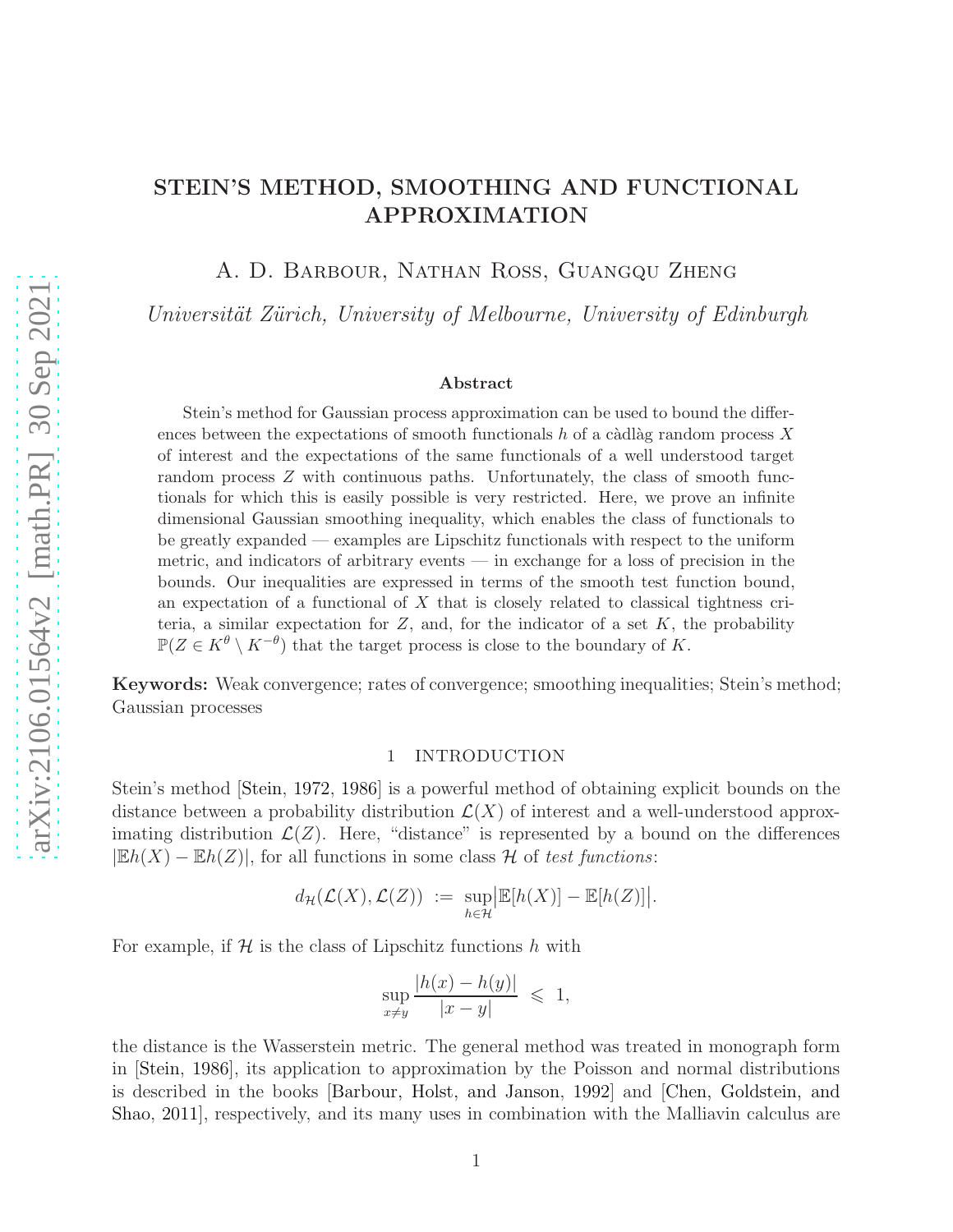# STEIN'S METHOD, SMOOTHING AND FUNCTIONAL APPROXIMATION

A. D. Barbour, Nathan Ross, Guangqu Zheng

*Universität Zürich, University of Melbourne, University of Edinburgh*

### Abstract

Stein's method for Gaussian process approximation can be used to bound the differences between the expectations of smooth functionals $h$ of a càdlàg random process $X$ of interest and the expectations of the same functionals of a well understood target random process $Z$ with continuous paths. Unfortunately, the class of smooth functionals for which this is easily possible is very restricted. Here, we prove an infinite dimensional Gaussian smoothing inequality, which enables the class of functionals to be greatly expanded — examples are Lipschitz functionals with respect to the uniform metric, and indicators of arbitrary events — in exchange for a loss of precision in the bounds. Our inequalities are expressed in terms of the smooth test function bound, an expectation of a functional of $X$ that is closely related to classical tightness criteria, a similar expectation for $Z$, and, for the indicator of a set $K$, the probability $\mathbb{P}(Z \in K^{\theta} \setminus K^{-\theta})$ that the target process is close to the boundary of $K$.

**Keywords:** Weak convergence; rates of convergence; smoothing inequalities; Stein's method; Gaussian processes

## 1 Introduction

Stein's method [Stein, 1972, 1986] is a powerful method of obtaining explicit bounds on the distance between a probability distribution $\mathcal{L}(X)$ of interest and a well-understood approximating distribution $\mathcal{L}(Z)$. Here, "distance" is represented by a bound on the differences $|\mathbb{E}h(X) - \mathbb{E}h(Z)|$, for all functions in some class $\mathcal{H}$ of *test functions*:

$$d_{\mathcal{H}}(\mathcal{L}(X), \mathcal{L}(Z)) \ := \ \sup_{h \in \mathcal{H}} \big| \mathbb{E}[h(X)] - \mathbb{E}[h(Z)] \big|.$$

For example, if $\mathcal{H}$ is the class of Lipschitz functions $h$ with

$$\sup_{x \neq y} \frac{|h(x) - h(y)|}{|x - y|} \ \leqslant \ 1,$$

the distance is the Wasserstein metric. The general method was treated in monograph form in [Stein, 1986], its application to approximation by the Poisson and normal distributions is described in the books [Barbour, Holst, and Janson, 1992] and [Chen, Goldstein, and Shao, 2011], respectively, and its many uses in combination with the Malliavin calculus are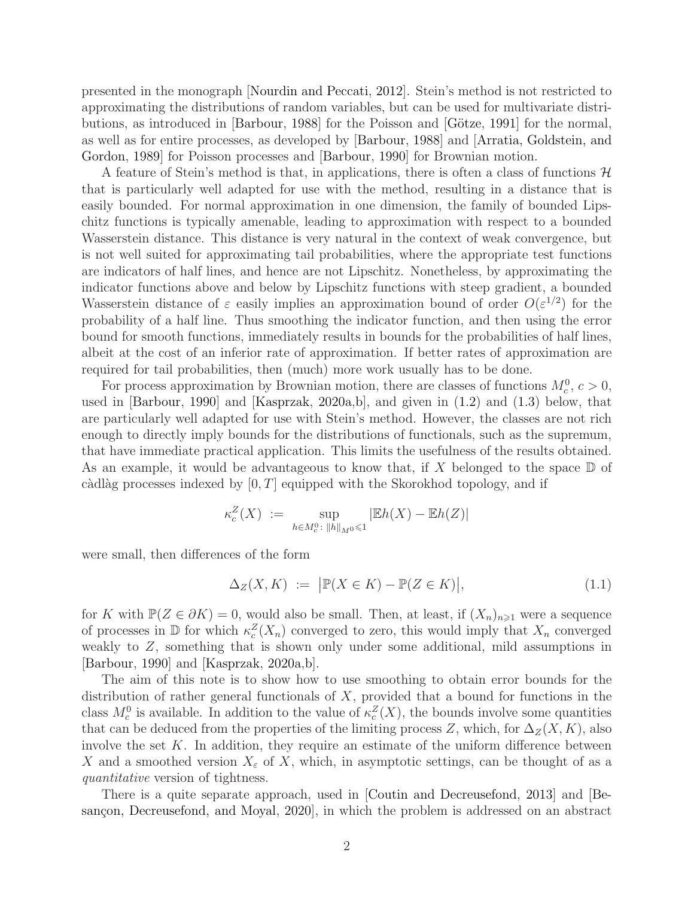presented in the monograph [Nourdin and Peccati, 2012]. Stein's method is not restricted to approximating the distributions of random variables, but can be used for multivariate distributions, as introduced in [Barbour, 1988] for the Poisson and [Götze, 1991] for the normal, as well as for entire processes, as developed by [Barbour, 1988] and [Arratia, Goldstein, and Gordon, 1989] for Poisson processes and [Barbour, 1990] for Brownian motion.

A feature of Stein's method is that, in applications, there is often a class of functions $\mathcal{H}$ that is particularly well adapted for use with the method, resulting in a distance that is easily bounded. For normal approximation in one dimension, the family of bounded Lipschitz functions is typically amenable, leading to approximation with respect to a bounded Wasserstein distance. This distance is very natural in the context of weak convergence, but is not well suited for approximating tail probabilities, where the appropriate test functions are indicators of half lines, and hence are not Lipschitz. Nonetheless, by approximating the indicator functions above and below by Lipschitz functions with steep gradient, a bounded Wasserstein distance of $\varepsilon$ easily implies an approximation bound of order $O(\varepsilon^{1/2})$ for the probability of a half line. Thus smoothing the indicator function, and then using the error bound for smooth functions, immediately results in bounds for the probabilities of half lines, albeit at the cost of an inferior rate of approximation. If better rates of approximation are required for tail probabilities, then (much) more work usually has to be done.

For process approximation by Brownian motion, there are classes of functions $M_c^0$, $c > 0$, used in [Barbour, 1990] and [Kasprzak, 2020a,b], and given in (1.2) and (1.3) below, that are particularly well adapted for use with Stein's method. However, the classes are not rich enough to directly imply bounds for the distributions of functionals, such as the supremum, that have immediate practical application. This limits the usefulness of the results obtained. As an example, it would be advantageous to know that, if $X$ belonged to the space $\mathbb{D}$ of càdlàg processes indexed by $[0, T]$ equipped with the Skorokhod topology, and if

$$\kappa_c^Z(X) \ := \sup_{h \in M_c^0 \colon \|h\|_{M^0} \leqslant 1} |\mathbb{E}h(X) - \mathbb{E}h(Z)|$$

were small, then differences of the form

$$\Delta_Z(X, K) \ := \ \big|\mathbb{P}(X \in K) - \mathbb{P}(Z \in K)\big|, \tag{1.1}$$

for $K$ with $\mathbb{P}(Z \in \partial K) = 0$, would also be small. Then, at least, if $(X_n)_{n \geqslant 1}$ were a sequence of processes in $\mathbb{D}$ for which $\kappa_c^Z(X_n)$ converged to zero, this would imply that $X_n$ converged weakly to $Z$, something that is shown only under some additional, mild assumptions in [Barbour, 1990] and [Kasprzak, 2020a,b].

The aim of this note is to show how to use smoothing to obtain error bounds for the distribution of rather general functionals of $X$, provided that a bound for functions in the class $M_c^0$ is available. In addition to the value of $\kappa_c^Z(X)$, the bounds involve some quantities that can be deduced from the properties of the limiting process $Z$, which, for $\Delta_Z(X, K)$, also involve the set $K$. In addition, they require an estimate of the uniform difference between $X$ and a smoothed version $X_\varepsilon$ of $X$, which, in asymptotic settings, can be thought of as a *quantitative* version of tightness.

There is a quite separate approach, used in [Coutin and Decreusefond, 2013] and [Besançon, Decreusefond, and Moyal, 2020], in which the problem is addressed on an abstract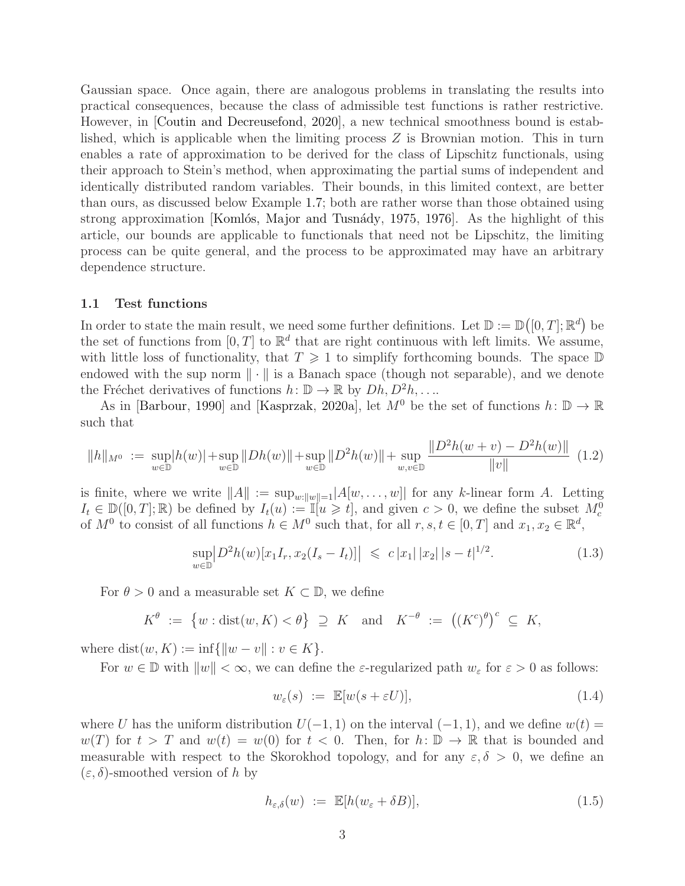Gaussian space. Once again, there are analogous problems in translating the results into practical consequences, because the class of admissible test functions is rather restrictive. However, in [Coutin and Decreusefond, 2020], a new technical smoothness bound is established, which is applicable when the limiting process $Z$ is Brownian motion. This in turn enables a rate of approximation to be derived for the class of Lipschitz functionals, using their approach to Stein's method, when approximating the partial sums of independent and identically distributed random variables. Their bounds, in this limited context, are better than ours, as discussed below Example 1.7; both are rather worse than those obtained using strong approximation [Komlós, Major and Tusnády, 1975, 1976]. As the highlight of this article, our bounds are applicable to functionals that need not be Lipschitz, the limiting process can be quite general, and the process to be approximated may have an arbitrary dependence structure.

### 1.1 Test functions

In order to state the main result, we need some further definitions. Let $\mathbb{D} := \mathbb{D}\big([0,T];\mathbb{R}^d\big)$ be the set of functions from $[0,T]$ to $\mathbb{R}^d$ that are right continuous with left limits. We assume, with little loss of functionality, that $T \geqslant 1$ to simplify forthcoming bounds. The space $\mathbb{D}$ endowed with the sup norm $\|\cdot\|$ is a Banach space (though not separable), and we denote the Fréchet derivatives of functions $h\colon \mathbb{D} \to \mathbb{R}$ by $Dh, D^2h, \ldots$.

As in [Barbour, 1990] and [Kasprzak, 2020a], let $M^0$ be the set of functions $h\colon \mathbb{D} \to \mathbb{R}$ such that

$$\|h\|_{M^0} \;:=\; \sup_{w\in\mathbb{D}}|h(w)| + \sup_{w\in\mathbb{D}}\|Dh(w)\| + \sup_{w\in\mathbb{D}}\|D^2h(w)\| + \sup_{w,v\in\mathbb{D}}\frac{\|D^2h(w+v)-D^2h(w)\|}{\|v\|} \quad (1.2)$$

is finite, where we write $\|A\| := \sup_{w:\|w\|=1}|A[w,\ldots,w]|$ for any $k$-linear form $A$. Letting $I_t \in \mathbb{D}([0,T];\mathbb{R})$ be defined by $I_t(u) := \mathbb{I}[u \geqslant t]$, and given $c > 0$, we define the subset $M_c^0$ of $M^0$ to consist of all functions $h \in M^0$ such that, for all $r, s, t \in [0,T]$ and $x_1, x_2 \in \mathbb{R}^d$,

$$\sup_{w\in\mathbb{D}}\big|D^2h(w)[x_1 I_r, x_2(I_s - I_t)]\big| \;\leqslant\; c\,|x_1|\,|x_2|\,|s-t|^{1/2}. \quad (1.3)$$

For $\theta > 0$ and a measurable set $K \subset \mathbb{D}$, we define

$$K^{\theta} \;:=\; \big\{w : \mathrm{dist}(w,K) < \theta\big\} \;\supseteq\; K \quad\text{and}\quad K^{-\theta} \;:=\; \big((K^c)^{\theta}\big)^c \;\subseteq\; K,$$

where $\mathrm{dist}(w,K) := \inf\{\|w-v\| : v \in K\}$.

For $w \in \mathbb{D}$ with $\|w\| < \infty$, we can define the $\varepsilon$-regularized path $w_\varepsilon$ for $\varepsilon > 0$ as follows:

$$w_\varepsilon(s) \;:=\; \mathbb{E}[w(s+\varepsilon U)], \quad (1.4)$$

where $U$ has the uniform distribution $U(-1,1)$ on the interval $(-1,1)$, and we define $w(t) = w(T)$ for $t > T$ and $w(t) = w(0)$ for $t < 0$. Then, for $h\colon \mathbb{D} \to \mathbb{R}$ that is bounded and measurable with respect to the Skorokhod topology, and for any $\varepsilon, \delta > 0$, we define an $(\varepsilon,\delta)$-smoothed version of $h$ by

$$h_{\varepsilon,\delta}(w) \;:=\; \mathbb{E}[h(w_\varepsilon + \delta B)], \quad (1.5)$$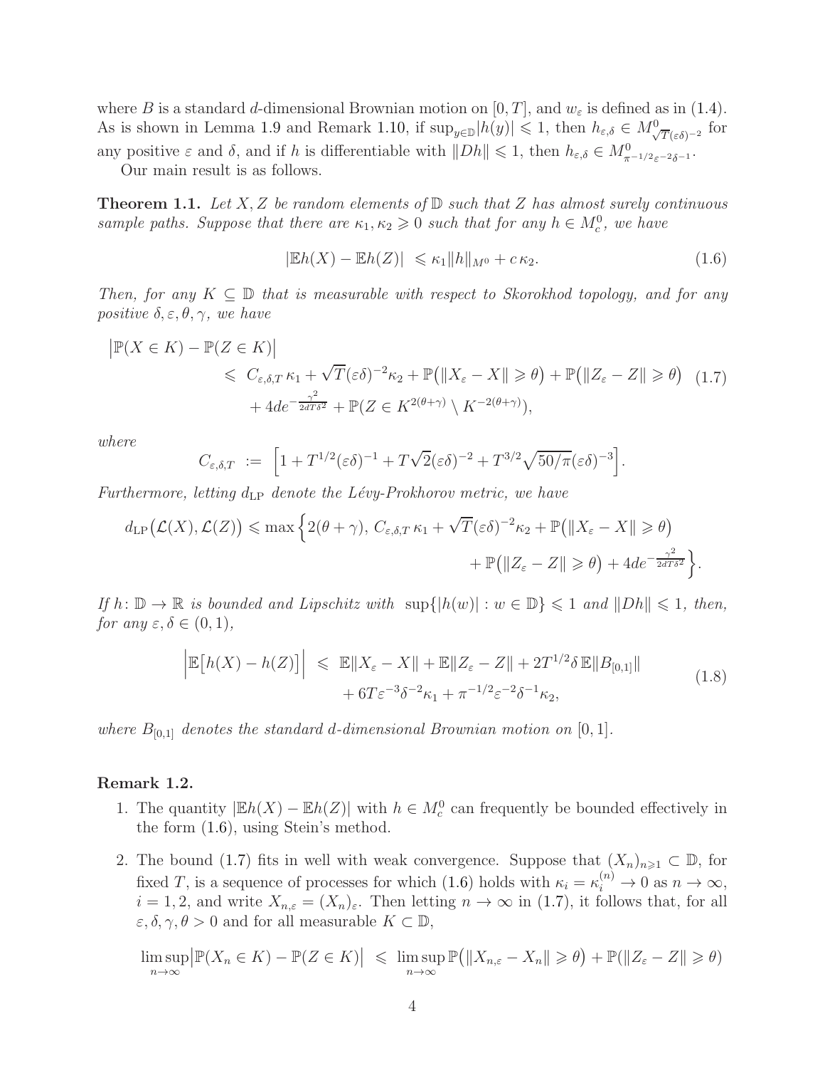where $B$ is a standard $d$-dimensional Brownian motion on $[0,T]$, and $w_\varepsilon$ is defined as in (1.4). As is shown in Lemma 1.9 and Remark 1.10, if $\sup_{y\in\mathbb{D}}|h(y)| \leqslant 1$, then $h_{\varepsilon,\delta} \in M^0_{\sqrt{T}(\varepsilon\delta)^{-2}}$ for any positive $\varepsilon$ and $\delta$, and if $h$ is differentiable with $\|Dh\| \leqslant 1$, then $h_{\varepsilon,\delta} \in M^0_{\pi^{-1/2}\varepsilon^{-2}\delta^{-1}}$.

Our main result is as follows.

**Theorem 1.1.** *Let $X, Z$ be random elements of $\mathbb{D}$ such that $Z$ has almost surely continuous sample paths. Suppose that there are $\kappa_1, \kappa_2 \geqslant 0$ such that for any $h \in M^0_c$, we have*

$$|\mathbb{E}h(X) - \mathbb{E}h(Z)| \leqslant \kappa_1 \|h\|_{M^0} + c\,\kappa_2. \tag{1.6}$$

*Then, for any $K \subseteq \mathbb{D}$ that is measurable with respect to Skorokhod topology, and for any positive $\delta, \varepsilon, \theta, \gamma$, we have*

$$\begin{aligned}
\big|\mathbb{P}(X\in K) - \mathbb{P}(Z \in K)\big| &\leqslant C_{\varepsilon,\delta,T}\,\kappa_1 + \sqrt{T}(\varepsilon\delta)^{-2}\kappa_2 + \mathbb{P}\big(\|X_\varepsilon - X\| \geqslant \theta\big) + \mathbb{P}\big(\|Z_\varepsilon - Z\| \geqslant \theta\big) \\
&\quad + 4de^{-\frac{\gamma^2}{2dT\delta^2}} + \mathbb{P}(Z \in K^{2(\theta+\gamma)} \setminus K^{-2(\theta+\gamma)}),
\end{aligned} \tag{1.7}$$

*where*

$$C_{\varepsilon,\delta,T} := \Big[1 + T^{1/2}(\varepsilon\delta)^{-1} + T\sqrt{2}(\varepsilon\delta)^{-2} + T^{3/2}\sqrt{50/\pi}(\varepsilon\delta)^{-3}\Big].$$

*Furthermore, letting $d_{\mathrm{LP}}$ denote the Lévy-Prokhorov metric, we have*

$$\begin{aligned}
d_{\mathrm{LP}}\big(\mathcal{L}(X), \mathcal{L}(Z)\big) \leqslant \max\Big\{&2(\theta+\gamma),\, C_{\varepsilon,\delta,T}\,\kappa_1 + \sqrt{T}(\varepsilon\delta)^{-2}\kappa_2 + \mathbb{P}\big(\|X_\varepsilon - X\| \geqslant \theta\big) \\
&+ \mathbb{P}\big(\|Z_\varepsilon - Z\| \geqslant \theta\big) + 4de^{-\frac{\gamma^2}{2dT\delta^2}}\Big\}.
\end{aligned}$$

*If $h\colon \mathbb{D} \to \mathbb{R}$ is bounded and Lipschitz with $\sup\{|h(w)| : w \in \mathbb{D}\} \leqslant 1$ and $\|Dh\| \leqslant 1$, then, for any $\varepsilon, \delta \in (0,1)$,*

$$\begin{aligned}
\Big|\mathbb{E}\big[h(X) - h(Z)\big]\Big| &\leqslant \mathbb{E}\|X_\varepsilon - X\| + \mathbb{E}\|Z_\varepsilon - Z\| + 2T^{1/2}\delta\,\mathbb{E}\|B_{[0,1]}\| \\
&\quad + 6T\varepsilon^{-3}\delta^{-2}\kappa_1 + \pi^{-1/2}\varepsilon^{-2}\delta^{-1}\kappa_2,
\end{aligned} \tag{1.8}$$

*where $B_{[0,1]}$ denotes the standard $d$-dimensional Brownian motion on $[0,1]$.*

**Remark 1.2.**

1. The quantity $|\mathbb{E}h(X) - \mathbb{E}h(Z)|$ with $h \in M^0_c$ can frequently be bounded effectively in the form (1.6), using Stein's method.
2. The bound (1.7) fits in well with weak convergence. Suppose that $(X_n)_{n\geqslant 1} \subset \mathbb{D}$, for fixed $T$, is a sequence of processes for which (1.6) holds with $\kappa_i = \kappa_i^{(n)} \to 0$ as $n \to \infty$, $i = 1, 2$, and write $X_{n,\varepsilon} = (X_n)_\varepsilon$. Then letting $n \to \infty$ in (1.7), it follows that, for all $\varepsilon, \delta, \gamma, \theta > 0$ and for all measurable $K \subset \mathbb{D}$,

$$\limsup_{n\to\infty}\big|\mathbb{P}(X_n \in K) - \mathbb{P}(Z\in K)\big| \leqslant \limsup_{n\to\infty}\mathbb{P}\big(\|X_{n,\varepsilon} - X_n\| \geqslant \theta\big) + \mathbb{P}(\|Z_\varepsilon - Z\| \geqslant \theta)$$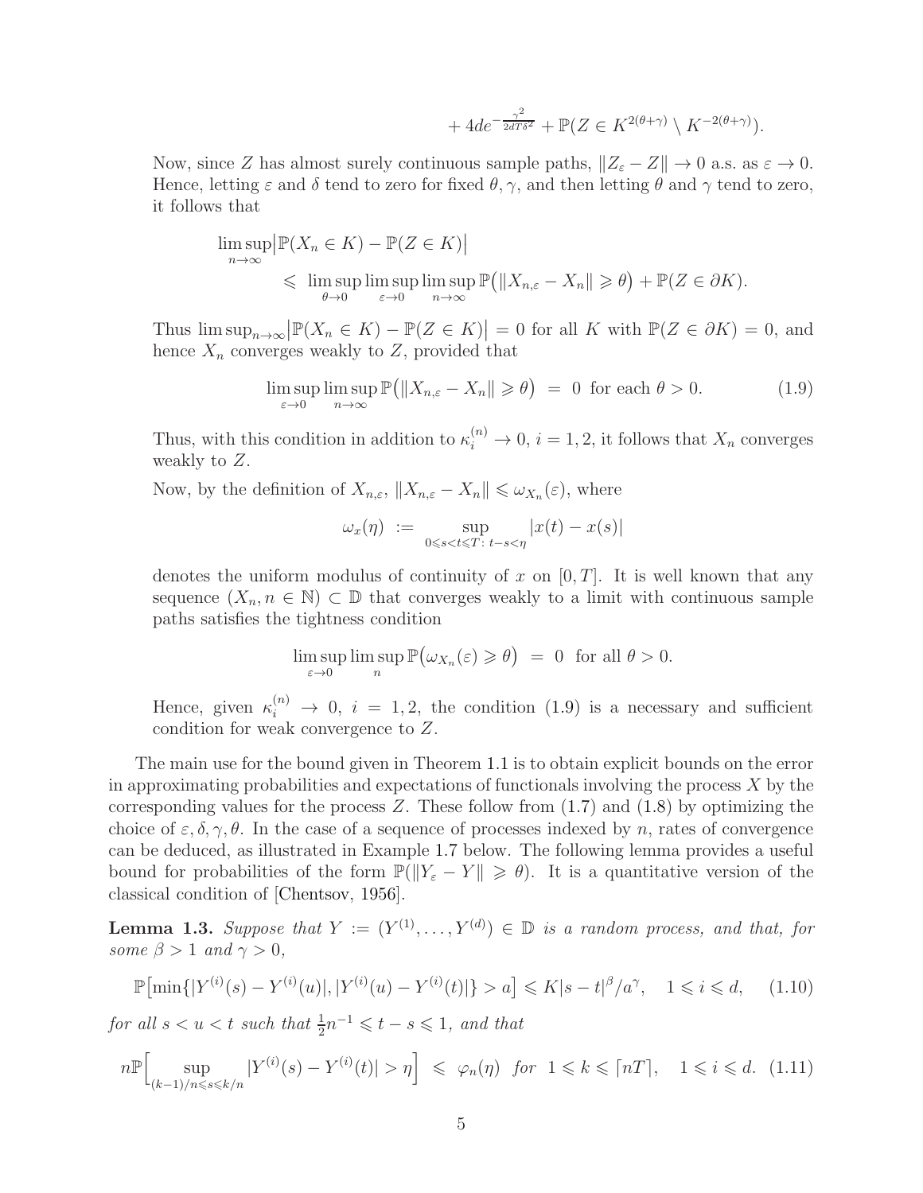$$+ 4de^{-\frac{\gamma^2}{2dT\delta^2}} + \mathbb{P}(Z \in K^{2(\theta+\gamma)} \setminus K^{-2(\theta+\gamma)}).$$

Now, since $Z$ has almost surely continuous sample paths, $\|Z_\varepsilon - Z\| \to 0$ a.s. as $\varepsilon \to 0$. Hence, letting $\varepsilon$ and $\delta$ tend to zero for fixed $\theta, \gamma$, and then letting $\theta$ and $\gamma$ tend to zero, it follows that

$$\limsup_{n\to\infty} \big|\mathbb{P}(X_n \in K) - \mathbb{P}(Z \in K)\big| \leqslant \limsup_{\theta\to 0} \limsup_{\varepsilon\to 0} \limsup_{n\to\infty} \mathbb{P}\big(\|X_{n,\varepsilon} - X_n\| \geqslant \theta\big) + \mathbb{P}(Z \in \partial K).$$

Thus $\limsup_{n\to\infty} \big|\mathbb{P}(X_n \in K) - \mathbb{P}(Z \in K)\big| = 0$ for all $K$ with $\mathbb{P}(Z \in \partial K) = 0$, and hence $X_n$ converges weakly to $Z$, provided that

$$\limsup_{\varepsilon\to 0} \limsup_{n\to\infty} \mathbb{P}\big(\|X_{n,\varepsilon} - X_n\| \geqslant \theta\big) \;=\; 0 \text{ for each } \theta > 0. \tag{1.9}$$

Thus, with this condition in addition to $\kappa_i^{(n)} \to 0$, $i = 1, 2$, it follows that $X_n$ converges weakly to $Z$.

Now, by the definition of $X_{n,\varepsilon}$, $\|X_{n,\varepsilon} - X_n\| \leqslant \omega_{X_n}(\varepsilon)$, where

$$\omega_x(\eta) \;:=\; \sup_{0\leqslant s<t\leqslant T:\; t-s<\eta} |x(t) - x(s)|$$

denotes the uniform modulus of continuity of $x$ on $[0, T]$. It is well known that any sequence $(X_n, n \in \mathbb{N}) \subset \mathbb{D}$ that converges weakly to a limit with continuous sample paths satisfies the tightness condition

$$\limsup_{\varepsilon\to 0} \limsup_{n} \mathbb{P}\big(\omega_{X_n}(\varepsilon) \geqslant \theta\big) \;=\; 0 \text{ for all } \theta > 0.$$

Hence, given $\kappa_i^{(n)} \to 0$, $i = 1, 2$, the condition (1.9) is a necessary and sufficient condition for weak convergence to $Z$.

The main use for the bound given in Theorem 1.1 is to obtain explicit bounds on the error in approximating probabilities and expectations of functionals involving the process $X$ by the corresponding values for the process $Z$. These follow from (1.7) and (1.8) by optimizing the choice of $\varepsilon, \delta, \gamma, \theta$. In the case of a sequence of processes indexed by $n$, rates of convergence can be deduced, as illustrated in Example 1.7 below. The following lemma provides a useful bound for probabilities of the form $\mathbb{P}(\|Y_\varepsilon - Y\| \geqslant \theta)$. It is a quantitative version of the classical condition of [Chentsov, 1956].

**Lemma 1.3.** *Suppose that* $Y := (Y^{(1)}, \ldots, Y^{(d)}) \in \mathbb{D}$ *is a random process, and that, for some* $\beta > 1$ *and* $\gamma > 0$,

$$\mathbb{P}\big[\min\{|Y^{(i)}(s) - Y^{(i)}(u)|, |Y^{(i)}(u) - Y^{(i)}(t)|\} > a\big] \leqslant K|s-t|^{\beta}/a^{\gamma}, \quad 1 \leqslant i \leqslant d, \tag{1.10}$$

*for all* $s < u < t$ *such that* $\frac{1}{2}n^{-1} \leqslant t - s \leqslant 1$, *and that*

$$n\mathbb{P}\Big[\sup_{(k-1)/n\leqslant s\leqslant k/n} |Y^{(i)}(s) - Y^{(i)}(t)| > \eta\Big] \;\leqslant\; \varphi_n(\eta) \;\; \text{for} \;\; 1 \leqslant k \leqslant \lceil nT \rceil, \quad 1 \leqslant i \leqslant d. \tag{1.11}$$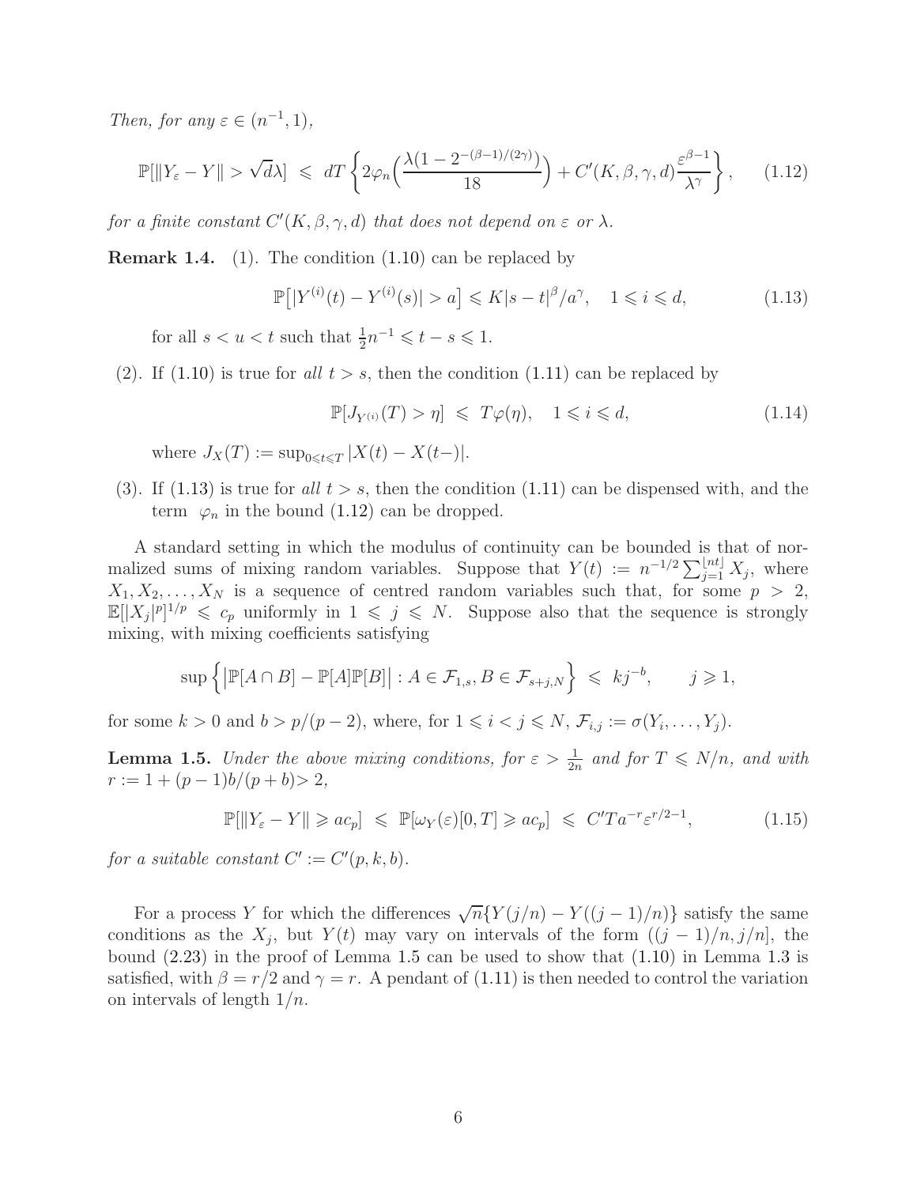*Then, for any* $\varepsilon \in (n^{-1}, 1)$,

$$\mathbb{P}[\|Y_\varepsilon - Y\| > \sqrt{d}\lambda] \;\leqslant\; dT\left\{2\varphi_n\Big(\frac{\lambda(1-2^{-(\beta-1)/(2\gamma)})}{18}\Big) + C'(K,\beta,\gamma,d)\frac{\varepsilon^{\beta-1}}{\lambda^\gamma}\right\}, \qquad (1.12)$$

*for a finite constant* $C'(K,\beta,\gamma,d)$ *that does not depend on* $\varepsilon$ *or* $\lambda$.

**Remark 1.4.** (1). The condition (1.10) can be replaced by

$$\mathbb{P}\big[|Y^{(i)}(t) - Y^{(i)}(s)| > a\big] \leqslant K|s-t|^\beta/a^\gamma, \quad 1 \leqslant i \leqslant d, \qquad (1.13)$$

for all $s < u < t$ such that $\frac{1}{2}n^{-1} \leqslant t - s \leqslant 1$.

(2). If (1.10) is true for *all* $t > s$, then the condition (1.11) can be replaced by

$$\mathbb{P}[J_{Y^{(i)}}(T) > \eta] \;\leqslant\; T\varphi(\eta), \quad 1 \leqslant i \leqslant d, \qquad (1.14)$$

where $J_X(T) := \sup_{0\leqslant t\leqslant T}|X(t) - X(t-)|$.

(3). If (1.13) is true for *all* $t > s$, then the condition (1.11) can be dispensed with, and the term $\varphi_n$ in the bound (1.12) can be dropped.

A standard setting in which the modulus of continuity can be bounded is that of normalized sums of mixing random variables. Suppose that $Y(t) := n^{-1/2}\sum_{j=1}^{\lfloor nt\rfloor} X_j$, where $X_1, X_2, \ldots, X_N$ is a sequence of centred random variables such that, for some $p > 2$, $\mathbb{E}[|X_j|^p]^{1/p} \leqslant c_p$ uniformly in $1 \leqslant j \leqslant N$. Suppose also that the sequence is strongly mixing, with mixing coefficients satisfying

$$\sup\Big\{\big|\mathbb{P}[A\cap B] - \mathbb{P}[A]\mathbb{P}[B]\big| : A \in \mathcal{F}_{1,s}, B \in \mathcal{F}_{s+j,N}\Big\} \;\leqslant\; kj^{-b}, \qquad j \geqslant 1,$$

for some $k > 0$ and $b > p/(p-2)$, where, for $1 \leqslant i < j \leqslant N$, $\mathcal{F}_{i,j} := \sigma(Y_i, \ldots, Y_j)$.

**Lemma 1.5.** *Under the above mixing conditions, for* $\varepsilon > \frac{1}{2n}$ *and for* $T \leqslant N/n$*, and with* $r := 1 + (p-1)b/(p+b) > 2$,

$$\mathbb{P}[\|Y_\varepsilon - Y\| \geqslant ac_p] \;\leqslant\; \mathbb{P}[\omega_Y(\varepsilon)[0,T] \geqslant ac_p] \;\leqslant\; C'Ta^{-r}\varepsilon^{r/2-1}, \qquad (1.15)$$

*for a suitable constant* $C' := C'(p,k,b)$.

For a process $Y$ for which the differences $\sqrt{n}\{Y(j/n) - Y((j-1)/n)\}$ satisfy the same conditions as the $X_j$, but $Y(t)$ may vary on intervals of the form $((j-1)/n, j/n]$, the bound (2.23) in the proof of Lemma 1.5 can be used to show that (1.10) in Lemma 1.3 is satisfied, with $\beta = r/2$ and $\gamma = r$. A pendant of (1.11) is then needed to control the variation on intervals of length $1/n$.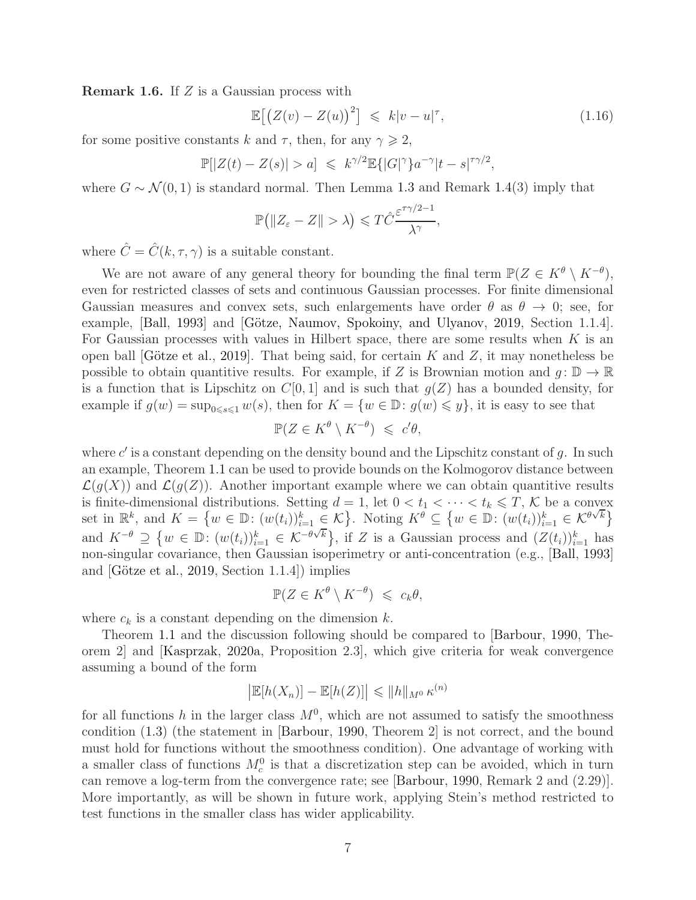**Remark 1.6.** If $Z$ is a Gaussian process with

$$\mathbb{E}\big[\big(Z(v) - Z(u)\big)^2\big] \;\leqslant\; k|v-u|^{\tau}, \tag{1.16}$$

for some positive constants $k$ and $\tau$, then, for any $\gamma \geqslant 2$,

$$\mathbb{P}[|Z(t) - Z(s)| > a] \;\leqslant\; k^{\gamma/2}\mathbb{E}\{|G|^{\gamma}\}a^{-\gamma}|t-s|^{\tau\gamma/2},$$

where $G \sim \mathcal{N}(0,1)$ is standard normal. Then Lemma 1.3 and Remark 1.4(3) imply that

$$\mathbb{P}\big(\|Z_\varepsilon - Z\| > \lambda\big) \leqslant T\hat{C}\frac{\varepsilon^{\tau\gamma/2-1}}{\lambda^{\gamma}},$$

where $\hat{C} = \hat{C}(k,\tau,\gamma)$ is a suitable constant.

We are not aware of any general theory for bounding the final term $\mathbb{P}(Z \in K^{\theta} \setminus K^{-\theta})$, even for restricted classes of sets and continuous Gaussian processes. For finite dimensional Gaussian measures and convex sets, such enlargements have order $\theta$ as $\theta \to 0$; see, for example, [Ball, 1993] and [Götze, Naumov, Spokoiny, and Ulyanov, 2019, Section 1.1.4]. For Gaussian processes with values in Hilbert space, there are some results when $K$ is an open ball [Götze et al., 2019]. That being said, for certain $K$ and $Z$, it may nonetheless be possible to obtain quantitive results. For example, if $Z$ is Brownian motion and $g\colon \mathbb{D} \to \mathbb{R}$ is a function that is Lipschitz on $C[0,1]$ and is such that $g(Z)$ has a bounded density, for example if $g(w) = \sup_{0\leqslant s\leqslant 1} w(s)$, then for $K = \{w \in \mathbb{D}\colon g(w) \leqslant y\}$, it is easy to see that

$$\mathbb{P}(Z \in K^{\theta} \setminus K^{-\theta}) \;\leqslant\; c'\theta,$$

where $c'$ is a constant depending on the density bound and the Lipschitz constant of $g$. In such an example, Theorem 1.1 can be used to provide bounds on the Kolmogorov distance between $\mathcal{L}(g(X))$ and $\mathcal{L}(g(Z))$. Another important example where we can obtain quantitive results is finite-dimensional distributions. Setting $d = 1$, let $0 < t_1 < \cdots < t_k \leqslant T$, $\mathcal{K}$ be a convex set in $\mathbb{R}^k$, and $K = \big\{w \in \mathbb{D}\colon (w(t_i))_{i=1}^k \in \mathcal{K}\big\}$. Noting $K^{\theta} \subseteq \big\{w \in \mathbb{D}\colon (w(t_i))_{i=1}^k \in \mathcal{K}^{\theta\sqrt{k}}\big\}$ and $K^{-\theta} \supseteq \big\{w \in \mathbb{D}\colon (w(t_i))_{i=1}^k \in \mathcal{K}^{-\theta\sqrt{k}}\big\}$, if $Z$ is a Gaussian process and $(Z(t_i))_{i=1}^k$ has non-singular covariance, then Gaussian isoperimetry or anti-concentration (e.g., [Ball, 1993] and [Götze et al., 2019, Section 1.1.4]) implies

$$\mathbb{P}(Z \in K^{\theta} \setminus K^{-\theta}) \;\leqslant\; c_k\theta,$$

where $c_k$ is a constant depending on the dimension $k$.

Theorem 1.1 and the discussion following should be compared to [Barbour, 1990, Theorem 2] and [Kasprzak, 2020a, Proposition 2.3], which give criteria for weak convergence assuming a bound of the form

$$\big|\mathbb{E}[h(X_n)] - \mathbb{E}[h(Z)]\big| \leqslant \|h\|_{M^0}\, \kappa^{(n)}$$

for all functions $h$ in the larger class $M^0$, which are not assumed to satisfy the smoothness condition (1.3) (the statement in [Barbour, 1990, Theorem 2] is not correct, and the bound must hold for functions without the smoothness condition). One advantage of working with a smaller class of functions $M_c^0$ is that a discretization step can be avoided, which in turn can remove a log-term from the convergence rate; see [Barbour, 1990, Remark 2 and (2.29)]. More importantly, as will be shown in future work, applying Stein's method restricted to test functions in the smaller class has wider applicability.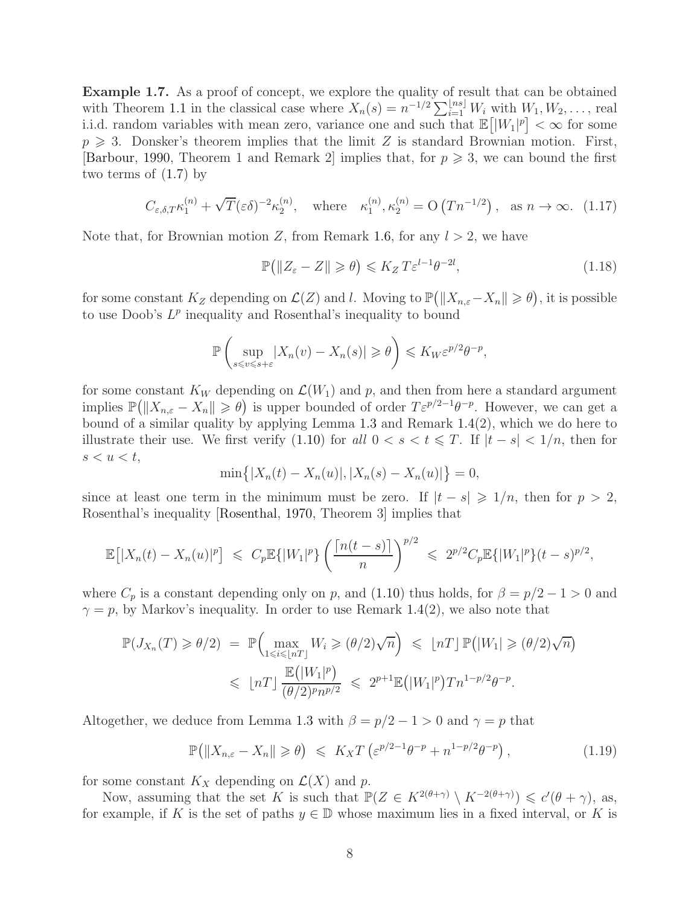**Example 1.7.** As a proof of concept, we explore the quality of result that can be obtained with Theorem 1.1 in the classical case where $X_n(s) = n^{-1/2}\sum_{i=1}^{\lfloor ns\rfloor} W_i$ with $W_1, W_2, \dots$, real i.i.d. random variables with mean zero, variance one and such that $\mathbb{E}\big[|W_1|^p\big] < \infty$ for some $p \geqslant 3$. Donsker's theorem implies that the limit $Z$ is standard Brownian motion. First, [Barbour, 1990, Theorem 1 and Remark 2] implies that, for $p \geqslant 3$, we can bound the first two terms of (1.7) by

$$C_{\varepsilon,\delta,T}\kappa_1^{(n)} + \sqrt{T}(\varepsilon\delta)^{-2}\kappa_2^{(n)}, \quad \text{where} \quad \kappa_1^{(n)}, \kappa_2^{(n)} = \mathrm{O}\left(Tn^{-1/2}\right), \quad \text{as } n \to \infty. \tag{1.17}$$

Note that, for Brownian motion $Z$, from Remark 1.6, for any $l > 2$, we have

$$\mathbb{P}\big(\|Z_\varepsilon - Z\| \geqslant \theta\big) \leqslant K_Z\, T\varepsilon^{l-1}\theta^{-2l}, \tag{1.18}$$

for some constant $K_Z$ depending on $\mathcal{L}(Z)$ and $l$. Moving to $\mathbb{P}\big(\|X_{n,\varepsilon} - X_n\| \geqslant \theta\big)$, it is possible to use Doob's $L^p$ inequality and Rosenthal's inequality to bound

$$\mathbb{P}\left(\sup_{s\leqslant v\leqslant s+\varepsilon} |X_n(v) - X_n(s)| \geqslant \theta\right) \leqslant K_W\varepsilon^{p/2}\theta^{-p},$$

for some constant $K_W$ depending on $\mathcal{L}(W_1)$ and $p$, and then from here a standard argument implies $\mathbb{P}\big(\|X_{n,\varepsilon} - X_n\| \geqslant \theta\big)$ is upper bounded of order $T\varepsilon^{p/2-1}\theta^{-p}$. However, we can get a bound of a similar quality by applying Lemma 1.3 and Remark 1.4(2), which we do here to illustrate their use. We first verify (1.10) for *all* $0 < s < t \leqslant T$. If $|t-s| < 1/n$, then for $s < u < t$,

$$\min\big\{|X_n(t) - X_n(u)|, |X_n(s) - X_n(u)|\big\} = 0,$$

since at least one term in the minimum must be zero. If $|t-s| \geqslant 1/n$, then for $p > 2$, Rosenthal's inequality [Rosenthal, 1970, Theorem 3] implies that

$$\mathbb{E}\big[|X_n(t) - X_n(u)|^p\big] \;\leqslant\; C_p\mathbb{E}\{|W_1|^p\}\left(\frac{\lceil n(t-s)\rceil}{n}\right)^{p/2} \;\leqslant\; 2^{p/2}C_p\mathbb{E}\{|W_1|^p\}(t-s)^{p/2},$$

where $C_p$ is a constant depending only on $p$, and (1.10) thus holds, for $\beta = p/2 - 1 > 0$ and $\gamma = p$, by Markov's inequality. In order to use Remark 1.4(2), we also note that

$$\begin{aligned}
\mathbb{P}(J_{X_n}(T) \geqslant \theta/2) \;&=\; \mathbb{P}\Big(\max_{1\leqslant i\leqslant\lfloor nT\rfloor} W_i \geqslant (\theta/2)\sqrt{n}\Big) \;\leqslant\; \lfloor nT\rfloor\,\mathbb{P}\big(|W_1| \geqslant (\theta/2)\sqrt{n}\big) \\
&\leqslant\; \lfloor nT\rfloor\,\frac{\mathbb{E}\big(|W_1|^p\big)}{(\theta/2)^p n^{p/2}} \;\leqslant\; 2^{p+1}\mathbb{E}\big(|W_1|^p\big)Tn^{1-p/2}\theta^{-p}.
\end{aligned}$$

Altogether, we deduce from Lemma 1.3 with $\beta = p/2 - 1 > 0$ and $\gamma = p$ that

$$\mathbb{P}\big(\|X_{n,\varepsilon} - X_n\| \geqslant \theta\big) \;\leqslant\; K_X T\left(\varepsilon^{p/2-1}\theta^{-p} + n^{1-p/2}\theta^{-p}\right), \tag{1.19}$$

for some constant $K_X$ depending on $\mathcal{L}(X)$ and $p$.

Now, assuming that the set $K$ is such that $\mathbb{P}(Z \in K^{2(\theta+\gamma)} \setminus K^{-2(\theta+\gamma)}) \leqslant c'(\theta+\gamma)$, as, for example, if $K$ is the set of paths $y \in \mathbb{D}$ whose maximum lies in a fixed interval, or $K$ is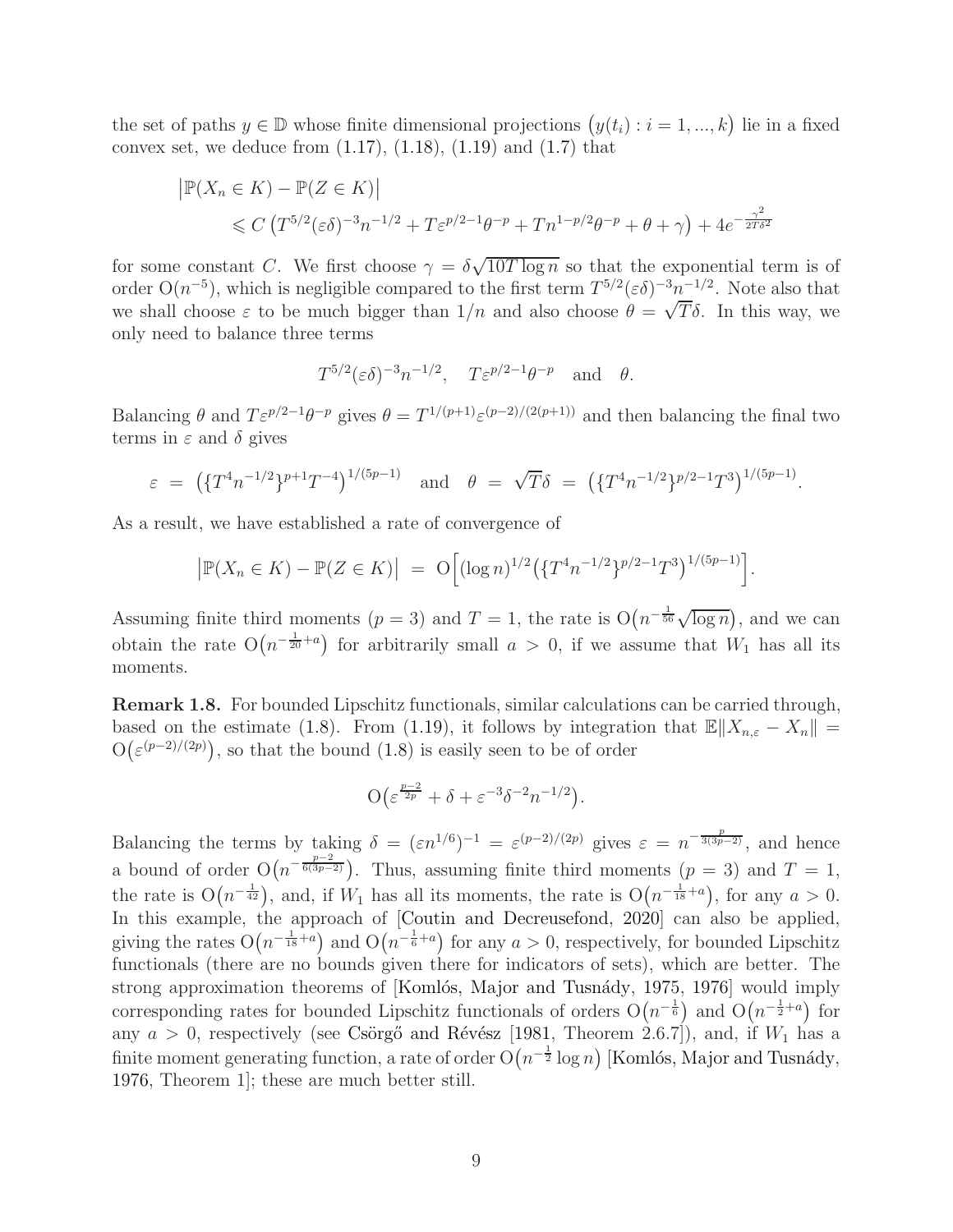the set of paths $y \in \mathbb{D}$ whose finite dimensional projections $\big(y(t_i) : i = 1, ..., k\big)$ lie in a fixed convex set, we deduce from (1.17), (1.18), (1.19) and (1.7) that

$$
\begin{aligned}
&\big|\mathbb{P}(X_n \in K) - \mathbb{P}(Z \in K)\big| \\
&\quad \leqslant C\left(T^{5/2}(\varepsilon\delta)^{-3}n^{-1/2} + T\varepsilon^{p/2-1}\theta^{-p} + Tn^{1-p/2}\theta^{-p} + \theta + \gamma\right) + 4e^{-\frac{\gamma^2}{2T\delta^2}}
\end{aligned}
$$

for some constant $C$. We first choose $\gamma = \delta\sqrt{10T\log n}$ so that the exponential term is of order $\mathrm{O}(n^{-5})$, which is negligible compared to the first term $T^{5/2}(\varepsilon\delta)^{-3}n^{-1/2}$. Note also that we shall choose $\varepsilon$ to be much bigger than $1/n$ and also choose $\theta = \sqrt{T}\delta$. In this way, we only need to balance three terms

$$
T^{5/2}(\varepsilon\delta)^{-3}n^{-1/2}, \quad T\varepsilon^{p/2-1}\theta^{-p} \quad \text{and} \quad \theta.
$$

Balancing $\theta$ and $T\varepsilon^{p/2-1}\theta^{-p}$ gives $\theta = T^{1/(p+1)}\varepsilon^{(p-2)/(2(p+1))}$ and then balancing the final two terms in $\varepsilon$ and $\delta$ gives

$$
\varepsilon \;=\; \left(\{T^4 n^{-1/2}\}^{p+1}T^{-4}\right)^{1/(5p-1)} \quad \text{and} \quad \theta \;=\; \sqrt{T}\delta \;=\; \left(\{T^4 n^{-1/2}\}^{p/2-1}T^3\right)^{1/(5p-1)}.
$$

As a result, we have established a rate of convergence of

$$
\big|\mathbb{P}(X_n \in K) - \mathbb{P}(Z \in K)\big| \;=\; \mathrm{O}\Big[(\log n)^{1/2}\left(\{T^4 n^{-1/2}\}^{p/2-1}T^3\right)^{1/(5p-1)}\Big].
$$

Assuming finite third moments ($p = 3$) and $T = 1$, the rate is $\mathrm{O}\big(n^{-\frac{1}{56}}\sqrt{\log n}\big)$, and we can obtain the rate $\mathrm{O}\big(n^{-\frac{1}{20}+a}\big)$ for arbitrarily small $a > 0$, if we assume that $W_1$ has all its moments.

**Remark 1.8.** For bounded Lipschitz functionals, similar calculations can be carried through, based on the estimate (1.8). From (1.19), it follows by integration that $\mathbb{E}\|X_{n,\varepsilon} - X_n\| = \mathrm{O}\big(\varepsilon^{(p-2)/(2p)}\big)$, so that the bound (1.8) is easily seen to be of order

$$
\mathrm{O}\big(\varepsilon^{\frac{p-2}{2p}} + \delta + \varepsilon^{-3}\delta^{-2}n^{-1/2}\big).
$$

Balancing the terms by taking $\delta = (\varepsilon n^{1/6})^{-1} = \varepsilon^{(p-2)/(2p)}$ gives $\varepsilon = n^{-\frac{p}{3(3p-2)}}$, and hence a bound of order $\mathrm{O}\big(n^{-\frac{p-2}{6(3p-2)}}\big)$. Thus, assuming finite third moments ($p = 3$) and $T = 1$, the rate is $\mathrm{O}\big(n^{-\frac{1}{42}}\big)$, and, if $W_1$ has all its moments, the rate is $\mathrm{O}\big(n^{-\frac{1}{18}+a}\big)$, for any $a > 0$. In this example, the approach of [Coutin and Decreusefond, 2020] can also be applied, giving the rates $\mathrm{O}\big(n^{-\frac{1}{18}+a}\big)$ and $\mathrm{O}\big(n^{-\frac{1}{6}+a}\big)$ for any $a > 0$, respectively, for bounded Lipschitz functionals (there are no bounds given there for indicators of sets), which are better. The strong approximation theorems of [Komlós, Major and Tusnády, 1975, 1976] would imply corresponding rates for bounded Lipschitz functionals of orders $\mathrm{O}\big(n^{-\frac{1}{6}}\big)$ and $\mathrm{O}\big(n^{-\frac{1}{2}+a}\big)$ for any $a > 0$, respectively (see Csörgő and Révész [1981, Theorem 2.6.7]), and, if $W_1$ has a finite moment generating function, a rate of order $\mathrm{O}\big(n^{-\frac{1}{2}}\log n\big)$ [Komlós, Major and Tusnády, 1976, Theorem 1]; these are much better still.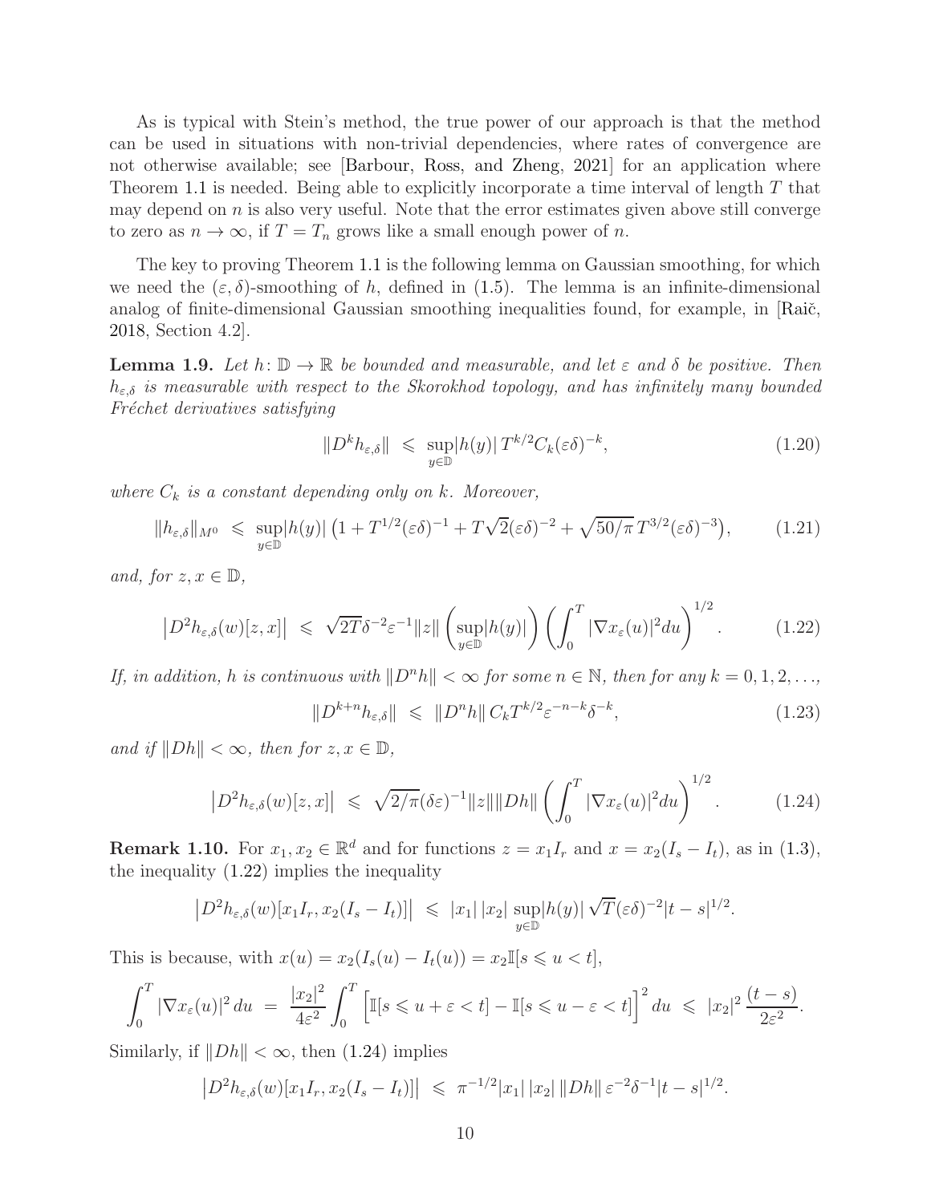As is typical with Stein's method, the true power of our approach is that the method can be used in situations with non-trivial dependencies, where rates of convergence are not otherwise available; see [Barbour, Ross, and Zheng, 2021] for an application where Theorem 1.1 is needed. Being able to explicitly incorporate a time interval of length $T$ that may depend on $n$ is also very useful. Note that the error estimates given above still converge to zero as $n \to \infty$, if $T = T_n$ grows like a small enough power of $n$.

The key to proving Theorem 1.1 is the following lemma on Gaussian smoothing, for which we need the $(\varepsilon, \delta)$-smoothing of $h$, defined in (1.5). The lemma is an infinite-dimensional analog of finite-dimensional Gaussian smoothing inequalities found, for example, in [Raič, 2018, Section 4.2].

**Lemma 1.9.** *Let $h\colon \mathbb{D} \to \mathbb{R}$ be bounded and measurable, and let $\varepsilon$ and $\delta$ be positive. Then $h_{\varepsilon,\delta}$ is measurable with respect to the Skorokhod topology, and has infinitely many bounded Fréchet derivatives satisfying*

$$\|D^k h_{\varepsilon,\delta}\| \;\leqslant\; \sup_{y\in\mathbb{D}}|h(y)|\, T^{k/2} C_k (\varepsilon\delta)^{-k}, \tag{1.20}$$

*where $C_k$ is a constant depending only on $k$. Moreover,*

$$\|h_{\varepsilon,\delta}\|_{M^0} \;\leqslant\; \sup_{y\in\mathbb{D}}|h(y)| \left(1 + T^{1/2}(\varepsilon\delta)^{-1} + T\sqrt{2}(\varepsilon\delta)^{-2} + \sqrt{50/\pi}\, T^{3/2}(\varepsilon\delta)^{-3}\right), \tag{1.21}$$

*and, for $z, x \in \mathbb{D}$,*

$$\left|D^2 h_{\varepsilon,\delta}(w)[z,x]\right| \;\leqslant\; \sqrt{2T}\delta^{-2}\varepsilon^{-1}\|z\| \left(\sup_{y\in\mathbb{D}}|h(y)|\right) \left(\int_0^T |\nabla x_\varepsilon(u)|^2 du\right)^{1/2}. \tag{1.22}$$

*If, in addition, $h$ is continuous with $\|D^n h\| < \infty$ for some $n \in \mathbb{N}$, then for any $k = 0, 1, 2, \ldots$,*

$$\|D^{k+n} h_{\varepsilon,\delta}\| \;\leqslant\; \|D^n h\|\, C_k T^{k/2} \varepsilon^{-n-k}\delta^{-k}, \tag{1.23}$$

*and if $\|Dh\| < \infty$, then for $z, x \in \mathbb{D}$,*

$$\left|D^2 h_{\varepsilon,\delta}(w)[z,x]\right| \;\leqslant\; \sqrt{2/\pi}(\delta\varepsilon)^{-1}\|z\|\|Dh\| \left(\int_0^T |\nabla x_\varepsilon(u)|^2 du\right)^{1/2}. \tag{1.24}$$

**Remark 1.10.** For $x_1, x_2 \in \mathbb{R}^d$ and for functions $z = x_1 I_r$ and $x = x_2(I_s - I_t)$, as in (1.3), the inequality (1.22) implies the inequality

$$\left|D^2 h_{\varepsilon,\delta}(w)[x_1 I_r, x_2(I_s - I_t)]\right| \;\leqslant\; |x_1|\,|x_2| \sup_{y\in\mathbb{D}}|h(y)|\,\sqrt{T}(\varepsilon\delta)^{-2}|t-s|^{1/2}.$$

This is because, with $x(u) = x_2(I_s(u) - I_t(u)) = x_2\mathbb{I}[s \leqslant u < t]$,

$$\int_0^T |\nabla x_\varepsilon(u)|^2\, du \;=\; \frac{|x_2|^2}{4\varepsilon^2}\int_0^T \Big[\mathbb{I}[s \leqslant u+\varepsilon < t] - \mathbb{I}[s \leqslant u-\varepsilon < t]\Big]^2 du \;\leqslant\; |x_2|^2\,\frac{(t-s)}{2\varepsilon^2}.$$

Similarly, if $\|Dh\| < \infty$, then (1.24) implies

$$\left|D^2 h_{\varepsilon,\delta}(w)[x_1 I_r, x_2(I_s - I_t)]\right| \;\leqslant\; \pi^{-1/2}|x_1|\,|x_2|\,\|Dh\|\,\varepsilon^{-2}\delta^{-1}|t-s|^{1/2}.$$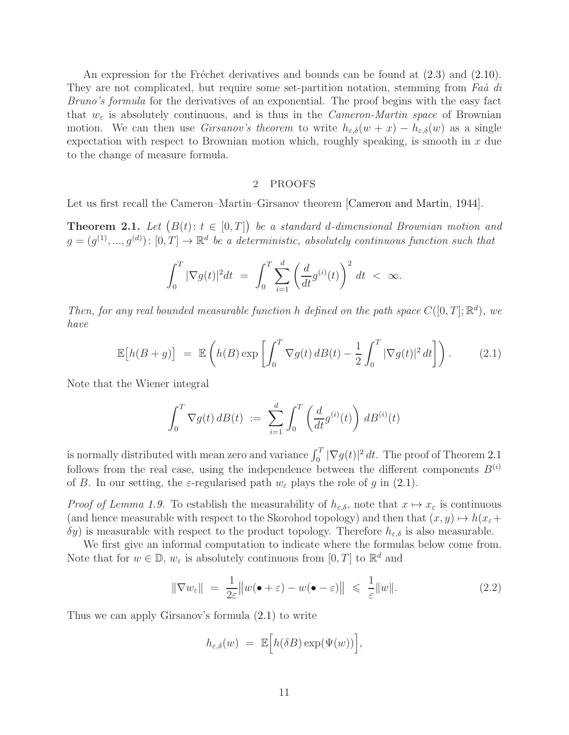An expression for the Fréchet derivatives and bounds can be found at (2.3) and (2.10). They are not complicated, but require some set-partition notation, stemming from *Faà di Bruno's formula* for the derivatives of an exponential. The proof begins with the easy fact that $w_\varepsilon$ is absolutely continuous, and is thus in the *Cameron-Martin space* of Brownian motion. We can then use *Girsanov's theorem* to write $h_{\varepsilon,\delta}(w+x) - h_{\varepsilon,\delta}(w)$ as a single expectation with respect to Brownian motion which, roughly speaking, is smooth in $x$ due to the change of measure formula.

## 2 PROOFS

Let us first recall the Cameron–Martin–Girsanov theorem [Cameron and Martin, 1944].

**Theorem 2.1.** *Let $\big(B(t) \colon t \in [0,T]\big)$ be a standard $d$-dimensional Brownian motion and $g = (g^{(1)}, ..., g^{(d)}) \colon [0,T] \to \mathbb{R}^d$ be a deterministic, absolutely continuous function such that*

$$\int_0^T |\nabla g(t)|^2 dt \;=\; \int_0^T \sum_{i=1}^d \left(\frac{d}{dt} g^{(i)}(t)\right)^2 \, dt \;<\; \infty.$$

*Then, for any real bounded measurable function $h$ defined on the path space $C([0,T];\mathbb{R}^d)$, we have*

$$\mathbb{E}\big[h(B+g)\big] \;=\; \mathbb{E}\left(h(B) \exp\left[\int_0^T \nabla g(t)\, dB(t) - \frac{1}{2}\int_0^T |\nabla g(t)|^2\, dt\right]\right). \tag{2.1}$$

Note that the Wiener integral

$$\int_0^T \nabla g(t)\, dB(t) \;:=\; \sum_{i=1}^d \int_0^T \left(\frac{d}{dt} g^{(i)}(t)\right) dB^{(i)}(t)$$

is normally distributed with mean zero and variance $\int_0^T |\nabla g(t)|^2\, dt$. The proof of Theorem 2.1 follows from the real case, using the independence between the different components $B^{(i)}$ of $B$. In our setting, the $\varepsilon$-regularised path $w_\varepsilon$ plays the role of $g$ in (2.1).

*Proof of Lemma 1.9.* To establish the measurability of $h_{\varepsilon,\delta}$, note that $x \mapsto x_\varepsilon$ is continuous (and hence measurable with respect to the Skorohod topology) and then that $(x,y) \mapsto h(x_\varepsilon + \delta y)$ is measurable with respect to the product topology. Therefore $h_{\varepsilon,\delta}$ is also measurable.

We first give an informal computation to indicate where the formulas below come from. Note that for $w \in \mathbb{D}$, $w_\varepsilon$ is absolutely continuous from $[0,T]$ to $\mathbb{R}^d$ and

$$\|\nabla w_\varepsilon\| \;=\; \frac{1}{2\varepsilon}\big\|w(\bullet + \varepsilon) - w(\bullet - \varepsilon)\big\| \;\leqslant\; \frac{1}{\varepsilon}\|w\|. \tag{2.2}$$

Thus we can apply Girsanov's formula (2.1) to write

$$h_{\varepsilon,\delta}(w) \;=\; \mathbb{E}\Big[h(\delta B)\exp(\Psi(w))\Big],$$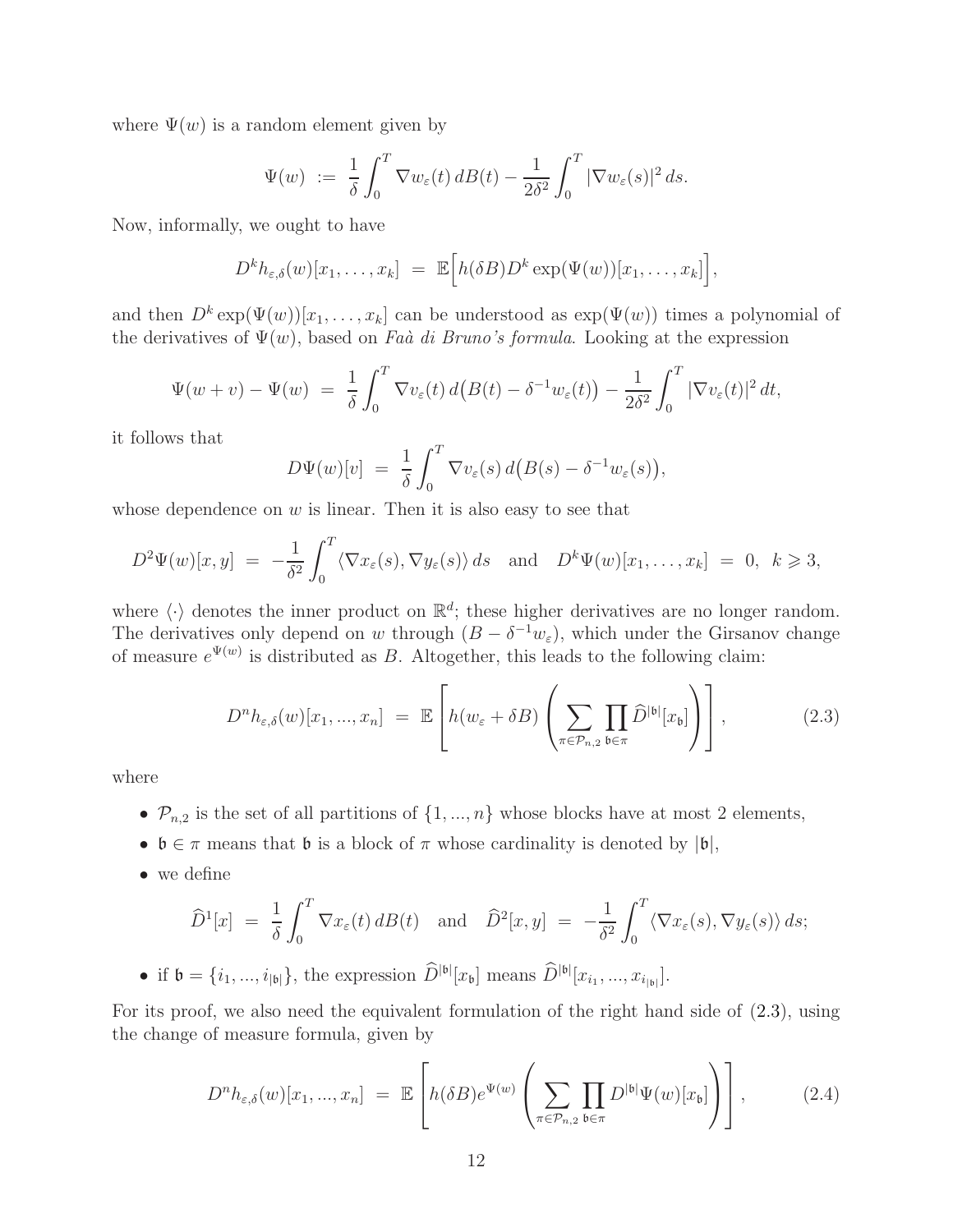where $\Psi(w)$ is a random element given by

$$\Psi(w) \;:=\; \frac{1}{\delta}\int_0^T \nabla w_\varepsilon(t)\, dB(t) - \frac{1}{2\delta^2}\int_0^T |\nabla w_\varepsilon(s)|^2\, ds.$$

Now, informally, we ought to have

$$D^k h_{\varepsilon,\delta}(w)[x_1,\dots,x_k] \;=\; \mathbb{E}\Big[h(\delta B) D^k \exp(\Psi(w))[x_1,\dots,x_k]\Big],$$

and then $D^k \exp(\Psi(w))[x_1,\dots,x_k]$ can be understood as $\exp(\Psi(w))$ times a polynomial of the derivatives of $\Psi(w)$, based on *Faà di Bruno's formula*. Looking at the expression

$$\Psi(w+v) - \Psi(w) \;=\; \frac{1}{\delta}\int_0^T \nabla v_\varepsilon(t)\, d\big(B(t) - \delta^{-1} w_\varepsilon(t)\big) - \frac{1}{2\delta^2}\int_0^T |\nabla v_\varepsilon(t)|^2\, dt,$$

it follows that

$$D\Psi(w)[v] \;=\; \frac{1}{\delta}\int_0^T \nabla v_\varepsilon(s)\, d\big(B(s) - \delta^{-1} w_\varepsilon(s)\big),$$

whose dependence on $w$ is linear. Then it is also easy to see that

$$D^2\Psi(w)[x,y] \;=\; -\frac{1}{\delta^2}\int_0^T \langle \nabla x_\varepsilon(s), \nabla y_\varepsilon(s)\rangle\, ds \quad \text{and} \quad D^k\Psi(w)[x_1,\dots,x_k] \;=\; 0, \;\; k \geqslant 3,$$

where $\langle\cdot\rangle$ denotes the inner product on $\mathbb{R}^d$; these higher derivatives are no longer random. The derivatives only depend on $w$ through $(B - \delta^{-1} w_\varepsilon)$, which under the Girsanov change of measure $e^{\Psi(w)}$ is distributed as $B$. Altogether, this leads to the following claim:

$$D^n h_{\varepsilon,\delta}(w)[x_1,...,x_n] \;=\; \mathbb{E}\left[h(w_\varepsilon + \delta B)\left(\sum_{\pi\in\mathcal{P}_{n,2}} \prod_{\mathfrak{b}\in\pi} \widehat{D}^{|\mathfrak{b}|}[x_{\mathfrak{b}}]\right)\right], \tag{2.3}$$

where

- $\mathcal{P}_{n,2}$ is the set of all partitions of $\{1,...,n\}$ whose blocks have at most 2 elements,
- $\mathfrak{b}\in\pi$ means that $\mathfrak{b}$ is a block of $\pi$ whose cardinality is denoted by $|\mathfrak{b}|$,
- we define

$$\widehat{D}^1[x] \;=\; \frac{1}{\delta}\int_0^T \nabla x_\varepsilon(t)\, dB(t) \quad \text{and} \quad \widehat{D}^2[x,y] \;=\; -\frac{1}{\delta^2}\int_0^T \langle \nabla x_\varepsilon(s), \nabla y_\varepsilon(s)\rangle\, ds;$$

- if $\mathfrak{b} = \{i_1,...,i_{|\mathfrak{b}|}\}$, the expression $\widehat{D}^{|\mathfrak{b}|}[x_{\mathfrak{b}}]$ means $\widehat{D}^{|\mathfrak{b}|}[x_{i_1},...,x_{i_{|\mathfrak{b}|}}]$.

For its proof, we also need the equivalent formulation of the right hand side of (2.3), using the change of measure formula, given by

$$D^n h_{\varepsilon,\delta}(w)[x_1,...,x_n] \;=\; \mathbb{E}\left[h(\delta B) e^{\Psi(w)}\left(\sum_{\pi\in\mathcal{P}_{n,2}} \prod_{\mathfrak{b}\in\pi} D^{|\mathfrak{b}|}\Psi(w)[x_{\mathfrak{b}}]\right)\right], \tag{2.4}$$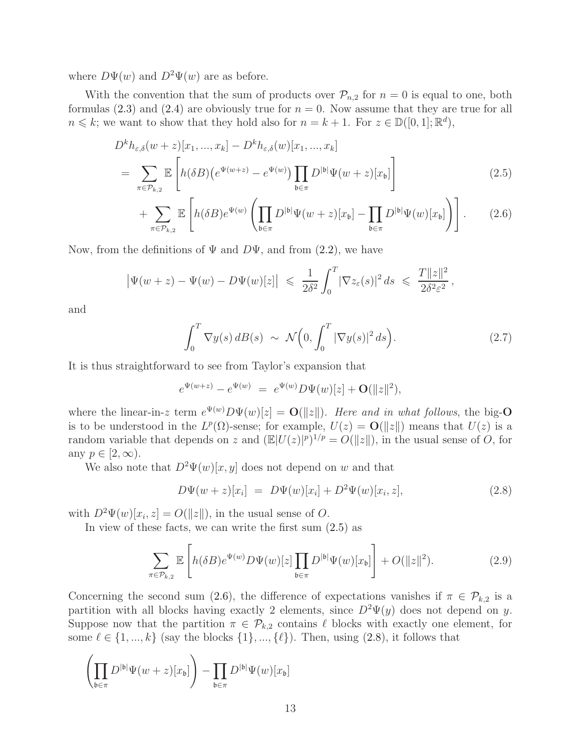where $D\Psi(w)$ and $D^2\Psi(w)$ are as before.

With the convention that the sum of products over $\mathcal{P}_{n,2}$ for $n = 0$ is equal to one, both formulas (2.3) and (2.4) are obviously true for $n = 0$. Now assume that they are true for all $n \leqslant k$; we want to show that they hold also for $n = k+1$. For $z \in \mathbb{D}([0,1];\mathbb{R}^d)$,

$$
\begin{aligned}
& D^k h_{\varepsilon,\delta}(w+z)[x_1,...,x_k] - D^k h_{\varepsilon,\delta}(w)[x_1,...,x_k] \\
&= \sum_{\pi\in\mathcal{P}_{k,2}} \mathbb{E}\left[ h(\delta B)\big(e^{\Psi(w+z)} - e^{\Psi(w)}\big) \prod_{\mathfrak{b}\in\pi} D^{|\mathfrak{b}|}\Psi(w+z)[x_{\mathfrak{b}}]\right] \qquad (2.5)\\
&\quad + \sum_{\pi\in\mathcal{P}_{k,2}} \mathbb{E}\left[ h(\delta B) e^{\Psi(w)} \left( \prod_{\mathfrak{b}\in\pi} D^{|\mathfrak{b}|}\Psi(w+z)[x_{\mathfrak{b}}] - \prod_{\mathfrak{b}\in\pi} D^{|\mathfrak{b}|}\Psi(w)[x_{\mathfrak{b}}]\right)\right]. \qquad (2.6)
\end{aligned}
$$

Now, from the definitions of $\Psi$ and $D\Psi$, and from (2.2), we have

$$
\big|\Psi(w+z) - \Psi(w) - D\Psi(w)[z]\big| \;\leqslant\; \frac{1}{2\delta^2}\int_0^T |\nabla z_\varepsilon(s)|^2\, ds \;\leqslant\; \frac{T\|z\|^2}{2\delta^2\varepsilon^2}\,,
$$

and

$$
\int_0^T \nabla y(s)\, dB(s) \;\sim\; \mathcal{N}\Big(0, \int_0^T |\nabla y(s)|^2\, ds\Big). \qquad (2.7)
$$

It is thus straightforward to see from Taylor's expansion that

$$
e^{\Psi(w+z)} - e^{\Psi(w)} \;=\; e^{\Psi(w)} D\Psi(w)[z] + \mathbf{O}(\|z\|^2),
$$

where the linear-in-$z$ term $e^{\Psi(w)}D\Psi(w)[z] = \mathbf{O}(\|z\|)$. *Here and in what follows*, the big-$\mathbf{O}$ is to be understood in the $L^p(\Omega)$-sense; for example, $U(z) = \mathbf{O}(\|z\|)$ means that $U(z)$ is a random variable that depends on $z$ and $(\mathbb{E}|U(z)|^p)^{1/p} = O(\|z\|)$, in the usual sense of $O$, for any $p \in [2,\infty)$.

We also note that $D^2\Psi(w)[x,y]$ does not depend on $w$ and that

$$
D\Psi(w+z)[x_i] \;=\; D\Psi(w)[x_i] + D^2\Psi(w)[x_i, z], \qquad (2.8)
$$

with $D^2\Psi(w)[x_i,z] = O(\|z\|)$, in the usual sense of $O$.

In view of these facts, we can write the first sum (2.5) as

$$
\sum_{\pi\in\mathcal{P}_{k,2}} \mathbb{E}\left[ h(\delta B) e^{\Psi(w)} D\Psi(w)[z] \prod_{\mathfrak{b}\in\pi} D^{|\mathfrak{b}|}\Psi(w)[x_{\mathfrak{b}}]\right] + O(\|z\|^2). \qquad (2.9)
$$

Concerning the second sum (2.6), the difference of expectations vanishes if $\pi \in \mathcal{P}_{k,2}$ is a partition with all blocks having exactly 2 elements, since $D^2\Psi(y)$ does not depend on $y$. Suppose now that the partition $\pi \in \mathcal{P}_{k,2}$ contains $\ell$ blocks with exactly one element, for some $\ell \in \{1,...,k\}$ (say the blocks $\{1\},...,\{\ell\}$). Then, using (2.8), it follows that

$$
\left(\prod_{\mathfrak{b}\in\pi} D^{|\mathfrak{b}|}\Psi(w+z)[x_{\mathfrak{b}}]\right) - \prod_{\mathfrak{b}\in\pi} D^{|\mathfrak{b}|}\Psi(w)[x_{\mathfrak{b}}]
$$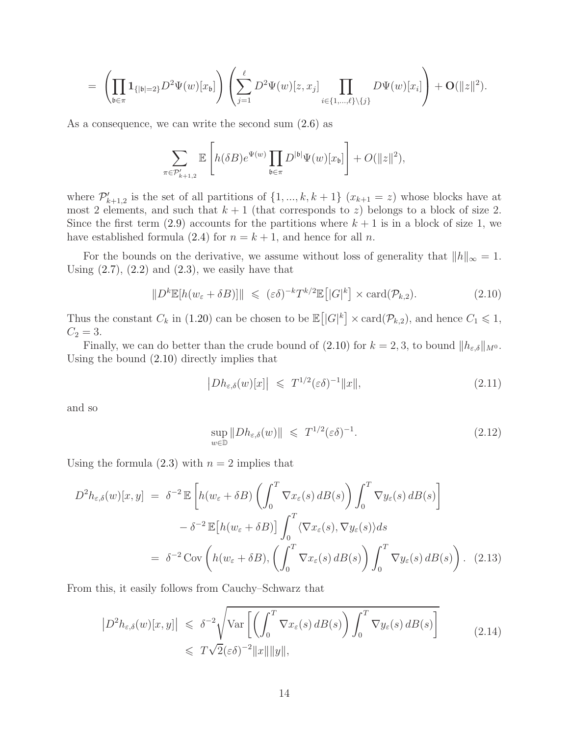$$
= \left(\prod_{\mathfrak{b}\in\pi} \mathbf{1}_{\{|\mathfrak{b}|=2\}} D^2\Psi(w)[x_{\mathfrak{b}}]\right) \left(\sum_{j=1}^{\ell} D^2\Psi(w)[z, x_j] \prod_{i\in\{1,\dots,\ell\}\setminus\{j\}} D\Psi(w)[x_i]\right) + \mathbf{O}(\|z\|^2).
$$

As a consequence, we can write the second sum (2.6) as

$$
\sum_{\pi\in\mathcal{P}'_{k+1,2}} \mathbb{E}\left[h(\delta B)e^{\Psi(w)} \prod_{\mathfrak{b}\in\pi} D^{|\mathfrak{b}|}\Psi(w)[x_{\mathfrak{b}}]\right] + O(\|z\|^2),
$$

where $\mathcal{P}'_{k+1,2}$ is the set of all partitions of $\{1,...,k,k+1\}$ ($x_{k+1} = z$) whose blocks have at most 2 elements, and such that $k+1$ (that corresponds to $z$) belongs to a block of size 2. Since the first term (2.9) accounts for the partitions where $k+1$ is in a block of size 1, we have established formula (2.4) for $n = k+1$, and hence for all $n$.

For the bounds on the derivative, we assume without loss of generality that $\|h\|_\infty = 1$. Using (2.7), (2.2) and (2.3), we easily have that

$$
\|D^k\mathbb{E}[h(w_\varepsilon + \delta B)]\| \leqslant (\varepsilon\delta)^{-k} T^{k/2} \mathbb{E}\big[|G|^k\big] \times \operatorname{card}(\mathcal{P}_{k,2}). \tag{2.10}
$$

Thus the constant $C_k$ in (1.20) can be chosen to be $\mathbb{E}\big[|G|^k\big] \times \operatorname{card}(\mathcal{P}_{k,2})$, and hence $C_1 \leqslant 1$, $C_2 = 3$.

Finally, we can do better than the crude bound of (2.10) for $k = 2, 3$, to bound $\|h_{\varepsilon,\delta}\|_{M^0}$. Using the bound (2.10) directly implies that

$$
\big|Dh_{\varepsilon,\delta}(w)[x]\big| \leqslant T^{1/2}(\varepsilon\delta)^{-1}\|x\|, \tag{2.11}
$$

and so

$$
\sup_{w\in\mathbb{D}} \|Dh_{\varepsilon,\delta}(w)\| \leqslant T^{1/2}(\varepsilon\delta)^{-1}. \tag{2.12}
$$

Using the formula (2.3) with $n = 2$ implies that

$$
\begin{aligned}
D^2h_{\varepsilon,\delta}(w)[x,y] &= \delta^{-2}\,\mathbb{E}\left[h(w_\varepsilon + \delta B)\left(\int_0^T \nabla x_\varepsilon(s)\,dB(s)\right)\int_0^T \nabla y_\varepsilon(s)\,dB(s)\right] \\
&\quad - \delta^{-2}\,\mathbb{E}\big[h(w_\varepsilon + \delta B)\big]\int_0^T \langle\nabla x_\varepsilon(s), \nabla y_\varepsilon(s)\rangle ds \\
&= \delta^{-2}\operatorname{Cov}\left(h(w_\varepsilon + \delta B), \left(\int_0^T \nabla x_\varepsilon(s)\,dB(s)\right)\int_0^T \nabla y_\varepsilon(s)\,dB(s)\right). \quad (2.13)
\end{aligned}
$$

From this, it easily follows from Cauchy–Schwarz that

$$
\begin{aligned}
\big|D^2h_{\varepsilon,\delta}(w)[x,y]\big| &\leqslant \delta^{-2}\sqrt{\operatorname{Var}\left[\left(\int_0^T \nabla x_\varepsilon(s)\,dB(s)\right)\int_0^T \nabla y_\varepsilon(s)\,dB(s)\right]} \\
&\leqslant T\sqrt{2}(\varepsilon\delta)^{-2}\|x\|\|y\|,
\end{aligned} \tag{2.14}
$$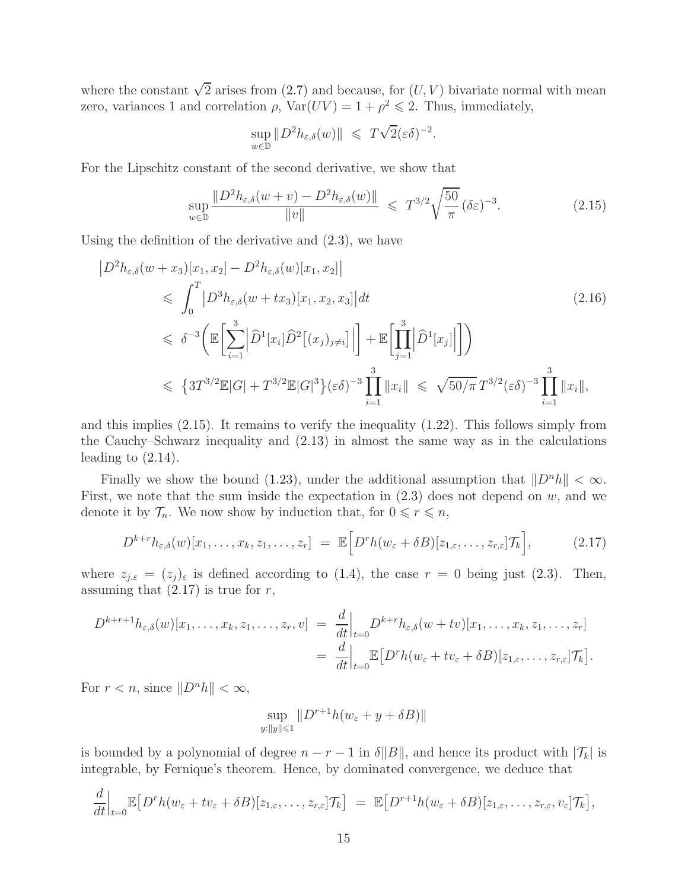where the constant $\sqrt{2}$ arises from (2.7) and because, for $(U, V)$ bivariate normal with mean zero, variances 1 and correlation $\rho$, $\mathrm{Var}(UV) = 1 + \rho^2 \leqslant 2$. Thus, immediately,

$$\sup_{w \in \mathbb{D}} \|D^2 h_{\varepsilon,\delta}(w)\| \;\leqslant\; T\sqrt{2}(\varepsilon\delta)^{-2}.$$

For the Lipschitz constant of the second derivative, we show that

$$\sup_{w \in \mathbb{D}} \frac{\|D^2 h_{\varepsilon,\delta}(w+v) - D^2 h_{\varepsilon,\delta}(w)\|}{\|v\|} \;\leqslant\; T^{3/2}\sqrt{\frac{50}{\pi}}\,(\delta\varepsilon)^{-3}. \tag{2.15}$$

Using the definition of the derivative and (2.3), we have

$$\begin{aligned}
\big|D^2 h_{\varepsilon,\delta}&(w + x_3)[x_1, x_2] - D^2 h_{\varepsilon,\delta}(w)[x_1, x_2]\big| \\
&\leqslant \int_0^T \big|D^3 h_{\varepsilon,\delta}(w + t x_3)[x_1, x_2, x_3]\big| dt \qquad\qquad (2.16)\\
&\leqslant \delta^{-3}\bigg(\mathbb{E}\bigg[\sum_{i=1}^{3}\Big|\widehat{D}^1[x_i]\widehat{D}^2\big[(x_j)_{j\neq i}\big]\Big|\bigg] + \mathbb{E}\bigg[\prod_{j=1}^{3}\Big|\widehat{D}^1[x_j]\Big|\bigg]\bigg)\\
&\leqslant \big\{3T^{3/2}\mathbb{E}|G| + T^{3/2}\mathbb{E}|G|^3\big\}(\varepsilon\delta)^{-3}\prod_{i=1}^{3}\|x_i\| \;\leqslant\; \sqrt{50/\pi}\,T^{3/2}(\varepsilon\delta)^{-3}\prod_{i=1}^{3}\|x_i\|,
\end{aligned}$$

and this implies (2.15). It remains to verify the inequality (1.22). This follows simply from the Cauchy–Schwarz inequality and (2.13) in almost the same way as in the calculations leading to (2.14).

Finally we show the bound (1.23), under the additional assumption that $\|D^n h\| < \infty$. First, we note that the sum inside the expectation in (2.3) does not depend on $w$, and we denote it by $\mathcal{T}_n$. We now show by induction that, for $0 \leqslant r \leqslant n$,

$$D^{k+r} h_{\varepsilon,\delta}(w)[x_1, \ldots, x_k, z_1, \ldots, z_r] \;=\; \mathbb{E}\Big[D^r h(w_\varepsilon + \delta B)[z_{1,\varepsilon}, \ldots, z_{r,\varepsilon}]\mathcal{T}_k\Big], \tag{2.17}$$

where $z_{j,\varepsilon} = (z_j)_\varepsilon$ is defined according to (1.4), the case $r = 0$ being just (2.3). Then, assuming that (2.17) is true for $r$,

$$\begin{aligned}
D^{k+r+1} h_{\varepsilon,\delta}(w)[x_1, \ldots, x_k, z_1, \ldots, z_r, v] &= \frac{d}{dt}\Big|_{t=0} D^{k+r} h_{\varepsilon,\delta}(w + tv)[x_1, \ldots, x_k, z_1, \ldots, z_r]\\
&= \frac{d}{dt}\Big|_{t=0} \mathbb{E}\big[D^r h(w_\varepsilon + t v_\varepsilon + \delta B)[z_{1,\varepsilon}, \ldots, z_{r,\varepsilon}]\mathcal{T}_k\big].
\end{aligned}$$

For $r < n$, since $\|D^n h\| < \infty$,

$$\sup_{y : \|y\| \leqslant 1} \|D^{r+1} h(w_\varepsilon + y + \delta B)\|$$

is bounded by a polynomial of degree $n - r - 1$ in $\delta\|B\|$, and hence its product with $|\mathcal{T}_k|$ is integrable, by Fernique's theorem. Hence, by dominated convergence, we deduce that

$$\frac{d}{dt}\Big|_{t=0} \mathbb{E}\big[D^r h(w_\varepsilon + t v_\varepsilon + \delta B)[z_{1,\varepsilon}, \ldots, z_{r,\varepsilon}]\mathcal{T}_k\big] \;=\; \mathbb{E}\big[D^{r+1} h(w_\varepsilon + \delta B)[z_{1,\varepsilon}, \ldots, z_{r,\varepsilon}, v_\varepsilon]\mathcal{T}_k\big],$$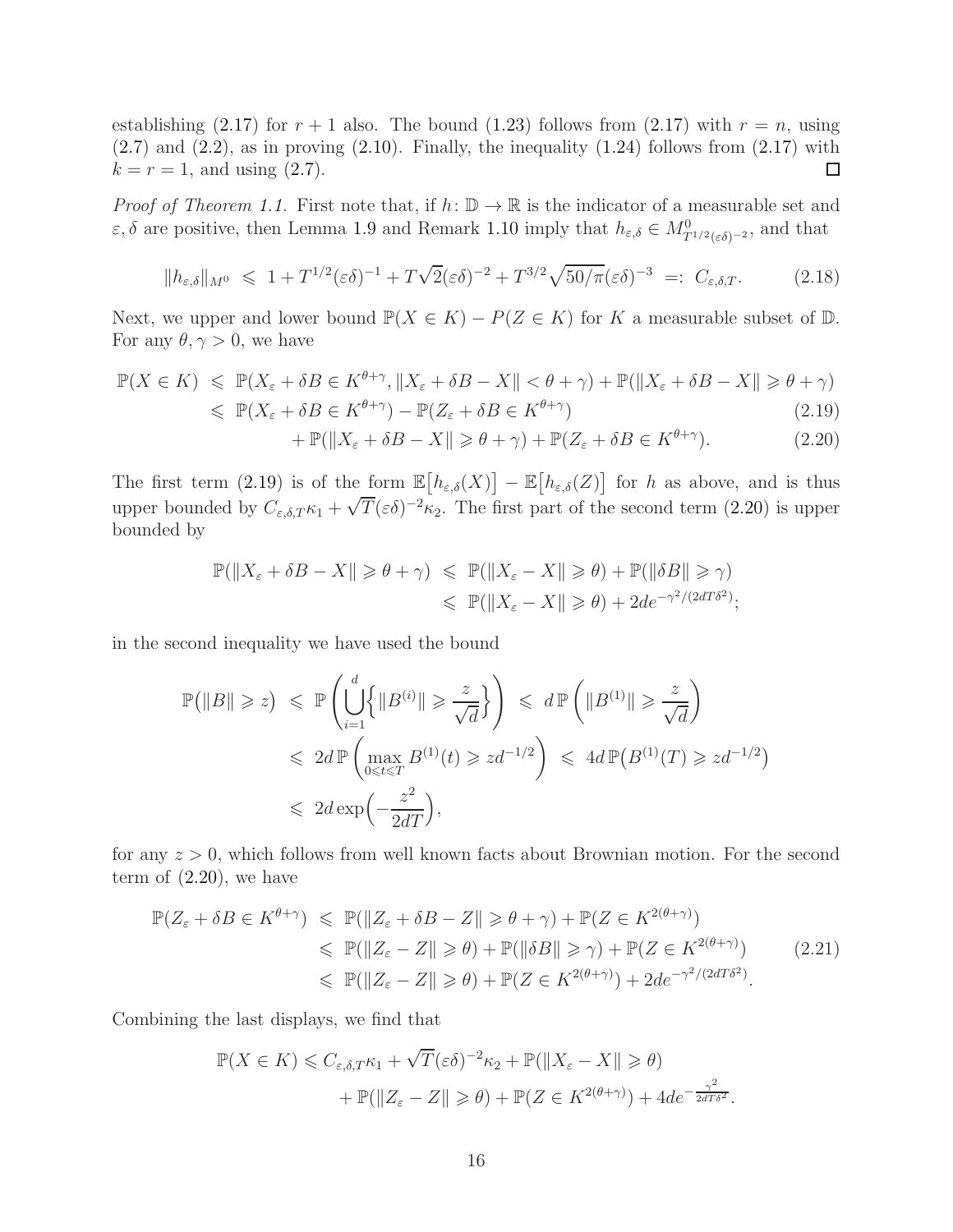establishing (2.17) for $r+1$ also. The bound (1.23) follows from (2.17) with $r=n$, using (2.7) and (2.2), as in proving (2.10). Finally, the inequality (1.24) follows from (2.17) with $k=r=1$, and using (2.7). $\square$

*Proof of Theorem 1.1.* First note that, if $h\colon \mathbb{D}\to\mathbb{R}$ is the indicator of a measurable set and $\varepsilon,\delta$ are positive, then Lemma 1.9 and Remark 1.10 imply that $h_{\varepsilon,\delta}\in M^0_{T^{1/2}(\varepsilon\delta)^{-2}}$, and that

$$\|h_{\varepsilon,\delta}\|_{M^0} \;\leqslant\; 1+T^{1/2}(\varepsilon\delta)^{-1}+T\sqrt{2}(\varepsilon\delta)^{-2}+T^{3/2}\sqrt{50/\pi}(\varepsilon\delta)^{-3} \;=:\; C_{\varepsilon,\delta,T}. \tag{2.18}$$

Next, we upper and lower bound $\mathbb{P}(X\in K)-P(Z\in K)$ for $K$ a measurable subset of $\mathbb{D}$. For any $\theta,\gamma>0$, we have

$$\begin{aligned}
\mathbb{P}(X\in K) \;&\leqslant\; \mathbb{P}(X_\varepsilon+\delta B\in K^{\theta+\gamma}, \|X_\varepsilon+\delta B-X\|<\theta+\gamma)+\mathbb{P}(\|X_\varepsilon+\delta B-X\|\geqslant\theta+\gamma)\\
&\leqslant\; \mathbb{P}(X_\varepsilon+\delta B\in K^{\theta+\gamma})-\mathbb{P}(Z_\varepsilon+\delta B\in K^{\theta+\gamma}) \qquad (2.19)\\
&\qquad +\mathbb{P}(\|X_\varepsilon+\delta B-X\|\geqslant\theta+\gamma)+\mathbb{P}(Z_\varepsilon+\delta B\in K^{\theta+\gamma}). \qquad (2.20)
\end{aligned}$$

The first term (2.19) is of the form $\mathbb{E}\big[h_{\varepsilon,\delta}(X)\big]-\mathbb{E}\big[h_{\varepsilon,\delta}(Z)\big]$ for $h$ as above, and is thus upper bounded by $C_{\varepsilon,\delta,T}\kappa_1+\sqrt{T}(\varepsilon\delta)^{-2}\kappa_2$. The first part of the second term (2.20) is upper bounded by

$$\begin{aligned}
\mathbb{P}(\|X_\varepsilon+\delta B-X\|\geqslant\theta+\gamma) \;&\leqslant\; \mathbb{P}(\|X_\varepsilon-X\|\geqslant\theta)+\mathbb{P}(\|\delta B\|\geqslant\gamma)\\
&\leqslant\; \mathbb{P}(\|X_\varepsilon-X\|\geqslant\theta)+2de^{-\gamma^2/(2dT\delta^2)};
\end{aligned}$$

in the second inequality we have used the bound

$$\begin{aligned}
\mathbb{P}\big(\|B\|\geqslant z\big) \;&\leqslant\; \mathbb{P}\left(\bigcup_{i=1}^d\Big\{\|B^{(i)}\|\geqslant\frac{z}{\sqrt{d}}\Big\}\right) \;\leqslant\; d\,\mathbb{P}\left(\|B^{(1)}\|\geqslant\frac{z}{\sqrt{d}}\right)\\
&\leqslant\; 2d\,\mathbb{P}\left(\max_{0\leqslant t\leqslant T}B^{(1)}(t)\geqslant zd^{-1/2}\right) \;\leqslant\; 4d\,\mathbb{P}\big(B^{(1)}(T)\geqslant zd^{-1/2}\big)\\
&\leqslant\; 2d\exp\Big(-\frac{z^2}{2dT}\Big),
\end{aligned}$$

for any $z>0$, which follows from well known facts about Brownian motion. For the second term of (2.20), we have

$$\begin{aligned}
\mathbb{P}(Z_\varepsilon+\delta B\in K^{\theta+\gamma}) \;&\leqslant\; \mathbb{P}(\|Z_\varepsilon+\delta B-Z\|\geqslant\theta+\gamma)+\mathbb{P}(Z\in K^{2(\theta+\gamma)})\\
&\leqslant\; \mathbb{P}(\|Z_\varepsilon-Z\|\geqslant\theta)+\mathbb{P}(\|\delta B\|\geqslant\gamma)+\mathbb{P}(Z\in K^{2(\theta+\gamma)}) \qquad (2.21)\\
&\leqslant\; \mathbb{P}(\|Z_\varepsilon-Z\|\geqslant\theta)+\mathbb{P}(Z\in K^{2(\theta+\gamma)})+2de^{-\gamma^2/(2dT\delta^2)}.
\end{aligned}$$

Combining the last displays, we find that

$$\begin{aligned}
\mathbb{P}(X\in K)\leqslant C_{\varepsilon,\delta,T}\kappa_1+\sqrt{T}(\varepsilon\delta)^{-2}\kappa_2+\mathbb{P}(\|X_\varepsilon-X\|\geqslant\theta)\\
+\mathbb{P}(\|Z_\varepsilon-Z\|\geqslant\theta)+\mathbb{P}(Z\in K^{2(\theta+\gamma)})+4de^{-\frac{\gamma^2}{2dT\delta^2}}.
\end{aligned}$$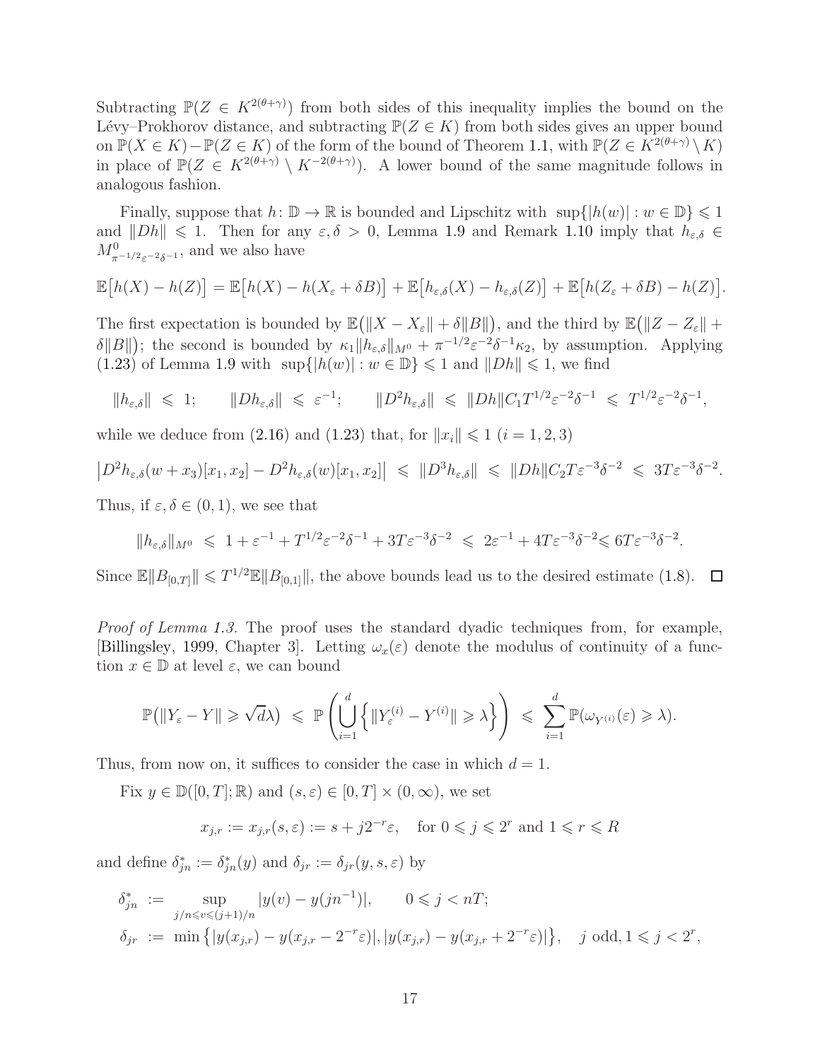Subtracting $\mathbb{P}(Z \in K^{2(\theta+\gamma)})$ from both sides of this inequality implies the bound on the Lévy–Prokhorov distance, and subtracting $\mathbb{P}(Z \in K)$ from both sides gives an upper bound on $\mathbb{P}(X \in K) - \mathbb{P}(Z \in K)$ of the form of the bound of Theorem 1.1, with $\mathbb{P}(Z \in K^{2(\theta+\gamma)} \setminus K)$ in place of $\mathbb{P}(Z \in K^{2(\theta+\gamma)} \setminus K^{-2(\theta+\gamma)})$. A lower bound of the same magnitude follows in analogous fashion.

Finally, suppose that $h \colon \mathbb{D} \to \mathbb{R}$ is bounded and Lipschitz with $\sup\{|h(w)| : w \in \mathbb{D}\} \leqslant 1$ and $\|Dh\| \leqslant 1$. Then for any $\varepsilon, \delta > 0$, Lemma 1.9 and Remark 1.10 imply that $h_{\varepsilon,\delta} \in M^0_{\pi^{-1/2}\varepsilon^{-2}\delta^{-1}}$, and we also have

$$\mathbb{E}\big[h(X) - h(Z)\big] = \mathbb{E}\big[h(X) - h(X_\varepsilon + \delta B)\big] + \mathbb{E}\big[h_{\varepsilon,\delta}(X) - h_{\varepsilon,\delta}(Z)\big] + \mathbb{E}\big[h(Z_\varepsilon + \delta B) - h(Z)\big].$$

The first expectation is bounded by $\mathbb{E}\big(\|X - X_\varepsilon\| + \delta\|B\|\big)$, and the third by $\mathbb{E}\big(\|Z - Z_\varepsilon\| + \delta\|B\|\big)$; the second is bounded by $\kappa_1\|h_{\varepsilon,\delta}\|_{M^0} + \pi^{-1/2}\varepsilon^{-2}\delta^{-1}\kappa_2$, by assumption. Applying (1.23) of Lemma 1.9 with $\sup\{|h(w)| : w \in \mathbb{D}\} \leqslant 1$ and $\|Dh\| \leqslant 1$, we find

$$\|h_{\varepsilon,\delta}\| \leqslant 1; \qquad \|Dh_{\varepsilon,\delta}\| \leqslant \varepsilon^{-1}; \qquad \|D^2 h_{\varepsilon,\delta}\| \leqslant \|Dh\| C_1 T^{1/2}\varepsilon^{-2}\delta^{-1} \leqslant T^{1/2}\varepsilon^{-2}\delta^{-1},$$

while we deduce from (2.16) and (1.23) that, for $\|x_i\| \leqslant 1$ $(i = 1,2,3)$

$$\big|D^2 h_{\varepsilon,\delta}(w + x_3)[x_1, x_2] - D^2 h_{\varepsilon,\delta}(w)[x_1, x_2]\big| \leqslant \|D^3 h_{\varepsilon,\delta}\| \leqslant \|Dh\| C_2 T \varepsilon^{-3}\delta^{-2} \leqslant 3T\varepsilon^{-3}\delta^{-2}.$$

Thus, if $\varepsilon, \delta \in (0,1)$, we see that

$$\|h_{\varepsilon,\delta}\|_{M^0} \leqslant 1 + \varepsilon^{-1} + T^{1/2}\varepsilon^{-2}\delta^{-1} + 3T\varepsilon^{-3}\delta^{-2} \leqslant 2\varepsilon^{-1} + 4T\varepsilon^{-3}\delta^{-2} \leqslant 6T\varepsilon^{-3}\delta^{-2}.$$

Since $\mathbb{E}\|B_{[0,T]}\| \leqslant T^{1/2}\mathbb{E}\|B_{[0,1]}\|$, the above bounds lead us to the desired estimate (1.8). $\square$

*Proof of Lemma 1.3.* The proof uses the standard dyadic techniques from, for example, [Billingsley, 1999, Chapter 3]. Letting $\omega_x(\varepsilon)$ denote the modulus of continuity of a function $x \in \mathbb{D}$ at level $\varepsilon$, we can bound

$$\mathbb{P}\big(\|Y_\varepsilon - Y\| \geqslant \sqrt{d}\lambda\big) \leqslant \mathbb{P}\left(\bigcup_{i=1}^d \Big\{\|Y_\varepsilon^{(i)} - Y^{(i)}\| \geqslant \lambda\Big\}\right) \leqslant \sum_{i=1}^d \mathbb{P}(\omega_{Y^{(i)}}(\varepsilon) \geqslant \lambda).$$

Thus, from now on, it suffices to consider the case in which $d = 1$.

Fix $y \in \mathbb{D}([0,T]; \mathbb{R})$ and $(s, \varepsilon) \in [0,T] \times (0, \infty)$, we set

$$x_{j,r} := x_{j,r}(s,\varepsilon) := s + j2^{-r}\varepsilon, \quad \text{for } 0 \leqslant j \leqslant 2^r \text{ and } 1 \leqslant r \leqslant R$$

and define $\delta^*_{jn} := \delta^*_{jn}(y)$ and $\delta_{jr} := \delta_{jr}(y, s, \varepsilon)$ by

$$\begin{aligned}
\delta^*_{jn} &:= \sup_{j/n \leqslant v \leqslant (j+1)/n} |y(v) - y(jn^{-1})|, \qquad 0 \leqslant j < nT; \\
\delta_{jr} &:= \min\big\{|y(x_{j,r}) - y(x_{j,r} - 2^{-r}\varepsilon)|, |y(x_{j,r}) - y(x_{j,r} + 2^{-r}\varepsilon)|\big\}, \quad j \text{ odd}, 1 \leqslant j < 2^r,
\end{aligned}$$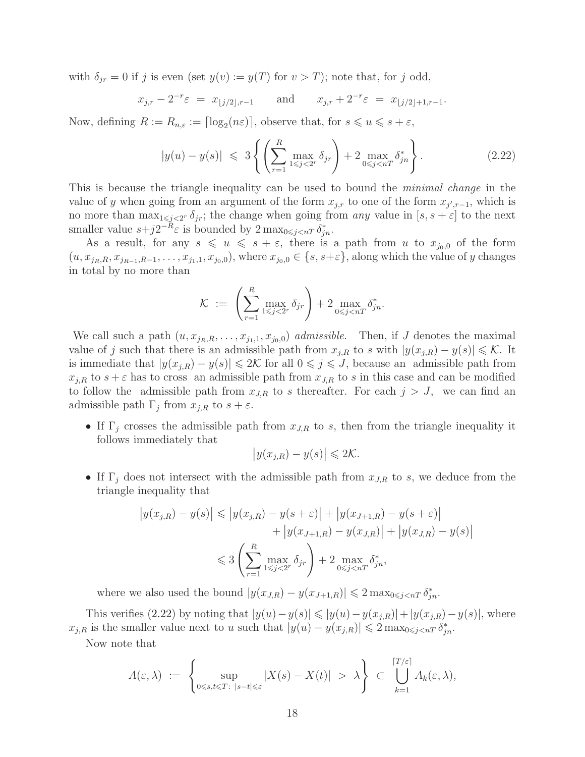with $\delta_{jr} = 0$ if $j$ is even (set $y(v) := y(T)$ for $v > T$); note that, for $j$ odd,

$$x_{j,r} - 2^{-r}\varepsilon \;=\; x_{\lfloor j/2 \rfloor, r-1} \qquad \text{and} \qquad x_{j,r} + 2^{-r}\varepsilon \;=\; x_{\lfloor j/2 \rfloor + 1, r-1}.$$

Now, defining $R := R_{n,\varepsilon} := \lceil \log_2(n\varepsilon) \rceil$, observe that, for $s \leqslant u \leqslant s + \varepsilon$,

$$|y(u) - y(s)| \;\leqslant\; 3\left\{ \left( \sum_{r=1}^{R} \max_{1 \leqslant j < 2^r} \delta_{jr} \right) + 2 \max_{0 \leqslant j < nT} \delta^*_{jn} \right\}. \tag{2.22}$$

This is because the triangle inequality can be used to bound the *minimal change* in the value of $y$ when going from an argument of the form $x_{j,r}$ to one of the form $x_{j',r-1}$, which is no more than $\max_{1 \leqslant j < 2^r} \delta_{jr}$; the change when going from *any* value in $[s, s+\varepsilon]$ to the next smaller value $s + j2^{-R}\varepsilon$ is bounded by $2 \max_{0 \leqslant j < nT} \delta^*_{jn}$.

As a result, for any $s \leqslant u \leqslant s + \varepsilon$, there is a path from $u$ to $x_{j_0,0}$ of the form $(u, x_{j_R,R}, x_{j_{R-1},R-1}, \ldots, x_{j_1,1}, x_{j_0,0})$, where $x_{j_0,0} \in \{s, s+\varepsilon\}$, along which the value of $y$ changes in total by no more than

$$\mathcal{K} \;:=\; \left( \sum_{r=1}^{R} \max_{1 \leqslant j < 2^r} \delta_{jr} \right) + 2 \max_{0 \leqslant j < nT} \delta^*_{jn}.$$

We call such a path $(u, x_{j_R,R}, \ldots, x_{j_1,1}, x_{j_0,0})$ *admissible*. Then, if $J$ denotes the maximal value of $j$ such that there is an admissible path from $x_{j,R}$ to $s$ with $|y(x_{j,R}) - y(s)| \leqslant \mathcal{K}$. It is immediate that $|y(x_{j,R}) - y(s)| \leqslant 2\mathcal{K}$ for all $0 \leqslant j \leqslant J$, because an admissible path from $x_{j,R}$ to $s + \varepsilon$ has to cross an admissible path from $x_{J,R}$ to $s$ in this case and can be modified to follow the admissible path from $x_{J,R}$ to $s$ thereafter. For each $j > J$, we can find an admissible path $\Gamma_j$ from $x_{j,R}$ to $s + \varepsilon$.

- If $\Gamma_j$ crosses the admissible path from $x_{J,R}$ to $s$, then from the triangle inequality it follows immediately that
$$\big|y(x_{j,R}) - y(s)\big| \leqslant 2\mathcal{K}.$$
- If $\Gamma_j$ does not intersect with the admissible path from $x_{J,R}$ to $s$, we deduce from the triangle inequality that
$$\begin{aligned} \big|y(x_{j,R}) - y(s)\big| &\leqslant \big|y(x_{j,R}) - y(s+\varepsilon)\big| + \big|y(x_{J+1,R}) - y(s+\varepsilon)\big| \\ &\qquad + \big|y(x_{J+1,R}) - y(x_{J,R})\big| + \big|y(x_{J,R}) - y(s)\big| \\ &\leqslant 3\left( \sum_{r=1}^{R} \max_{1 \leqslant j < 2^r} \delta_{jr} \right) + 2 \max_{0 \leqslant j < nT} \delta^*_{jn}, \end{aligned}$$
where we also used the bound $|y(x_{J,R}) - y(x_{J+1,R})| \leqslant 2 \max_{0 \leqslant j < nT} \delta^*_{jn}$.

This verifies (2.22) by noting that $|y(u) - y(s)| \leqslant |y(u) - y(x_{j,R})| + |y(x_{j,R}) - y(s)|$, where $x_{j,R}$ is the smaller value next to $u$ such that $|y(u) - y(x_{j,R})| \leqslant 2 \max_{0 \leqslant j < nT} \delta^*_{jn}$.

Now note that

$$A(\varepsilon, \lambda) \;:=\; \left\{ \sup_{0 \leqslant s,t \leqslant T:\ |s-t| \leqslant \varepsilon} |X(s) - X(t)| \;>\; \lambda \right\} \;\subset\; \bigcup_{k=1}^{\lceil T/\varepsilon \rceil} A_k(\varepsilon, \lambda),$$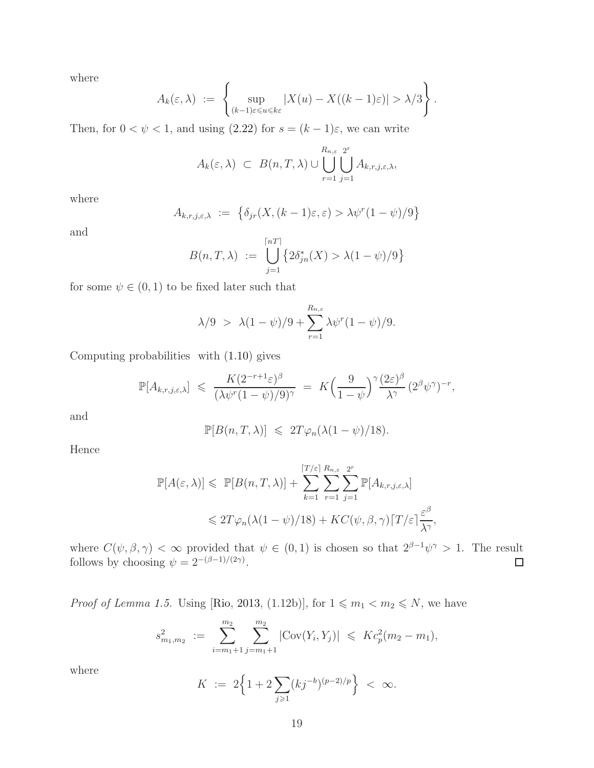where

$$A_k(\varepsilon, \lambda) \ := \ \left\{ \sup_{(k-1)\varepsilon \leqslant u \leqslant k\varepsilon} |X(u) - X((k-1)\varepsilon)| > \lambda/3 \right\}.$$

Then, for $0 < \psi < 1$, and using (2.22) for $s = (k-1)\varepsilon$, we can write

$$A_k(\varepsilon, \lambda) \ \subset \ B(n, T, \lambda) \cup \bigcup_{r=1}^{R_{n,\varepsilon}} \bigcup_{j=1}^{2^r} A_{k,r,j,\varepsilon,\lambda},$$

where

$$A_{k,r,j,\varepsilon,\lambda} \ := \ \left\{ \delta_{jr}(X, (k-1)\varepsilon, \varepsilon) > \lambda \psi^r (1-\psi)/9 \right\}$$

and

$$B(n, T, \lambda) \ := \ \bigcup_{j=1}^{\lceil nT \rceil} \left\{ 2\delta^*_{jn}(X) > \lambda(1-\psi)/9 \right\}$$

for some $\psi \in (0,1)$ to be fixed later such that

$$\lambda/9 \ > \ \lambda(1-\psi)/9 + \sum_{r=1}^{R_{n,\varepsilon}} \lambda \psi^r (1-\psi)/9.$$

Computing probabilities with (1.10) gives

$$\mathbb{P}[A_{k,r,j,\varepsilon,\lambda}] \ \leqslant \ \frac{K(2^{-r+1}\varepsilon)^\beta}{(\lambda\psi^r(1-\psi)/9)^\gamma} \ = \ K\Big(\frac{9}{1-\psi}\Big)^\gamma \frac{(2\varepsilon)^\beta}{\lambda^\gamma} (2^\beta \psi^\gamma)^{-r},$$

and

$$\mathbb{P}[B(n, T, \lambda)] \ \leqslant \ 2T\varphi_n(\lambda(1-\psi)/18).$$

Hence

$$\begin{aligned}
\mathbb{P}[A(\varepsilon, \lambda)] &\leqslant \ \mathbb{P}[B(n, T, \lambda)] + \sum_{k=1}^{\lceil T/\varepsilon \rceil} \sum_{r=1}^{R_{n,\varepsilon}} \sum_{j=1}^{2^r} \mathbb{P}[A_{k,r,j,\varepsilon,\lambda}] \\
&\leqslant 2T\varphi_n(\lambda(1-\psi)/18) + KC(\psi, \beta, \gamma) \lceil T/\varepsilon \rceil \frac{\varepsilon^\beta}{\lambda^\gamma},
\end{aligned}$$

where $C(\psi, \beta, \gamma) < \infty$ provided that $\psi \in (0,1)$ is chosen so that $2^{\beta-1}\psi^\gamma > 1$. The result follows by choosing $\psi = 2^{-(\beta-1)/(2\gamma)}$. □

*Proof of Lemma 1.5.* Using [Rio, 2013, (1.12b)], for $1 \leqslant m_1 < m_2 \leqslant N$, we have

$$s^2_{m_1,m_2} \ := \ \sum_{i=m_1+1}^{m_2} \sum_{j=m_1+1}^{m_2} |\mathrm{Cov}(Y_i, Y_j)| \ \leqslant \ Kc_p^2 (m_2 - m_1),$$

where

$$K \ := \ 2\Big\{ 1 + 2\sum_{j \geqslant 1} (kj^{-b})^{(p-2)/p} \Big\} \ < \ \infty.$$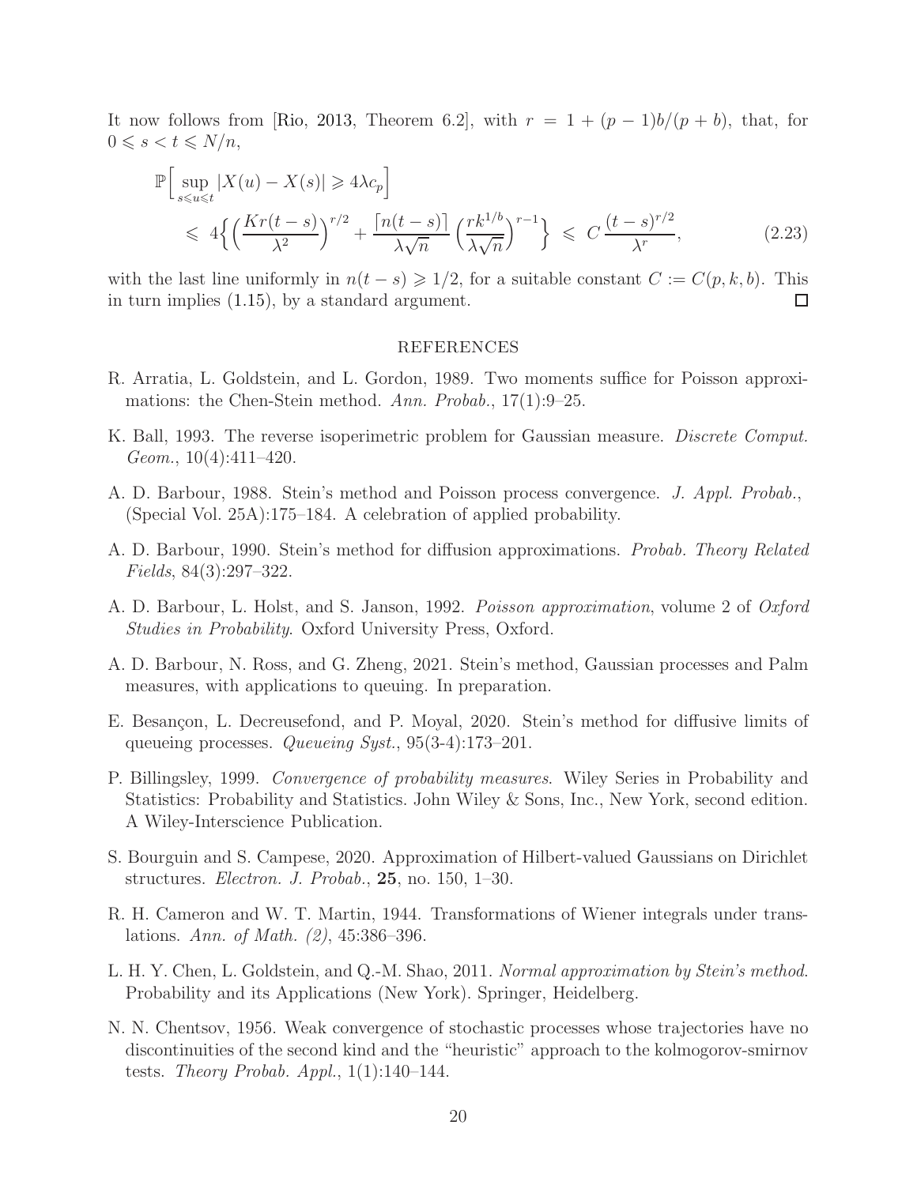It now follows from [Rio, 2013, Theorem 6.2], with $r = 1 + (p-1)b/(p+b)$, that, for $0 \leqslant s < t \leqslant N/n$,

$$
\begin{aligned}
&\mathbb{P}\Big[\sup_{s \leqslant u \leqslant t} |X(u) - X(s)| \geqslant 4\lambda c_p\Big] \\
&\quad \leqslant\ 4\Big\{\Big(\frac{Kr(t-s)}{\lambda^2}\Big)^{r/2} + \frac{\lceil n(t-s)\rceil}{\lambda\sqrt{n}}\Big(\frac{rk^{1/b}}{\lambda\sqrt{n}}\Big)^{r-1}\Big\}\ \leqslant\ C\,\frac{(t-s)^{r/2}}{\lambda^r}, \qquad (2.23)
\end{aligned}
$$

with the last line uniformly in $n(t-s) \geqslant 1/2$, for a suitable constant $C := C(p,k,b)$. This in turn implies (1.15), by a standard argument. □

## REFERENCES

R. Arratia, L. Goldstein, and L. Gordon, 1989. Two moments suffice for Poisson approximations: the Chen-Stein method. *Ann. Probab.*, 17(1):9–25.

K. Ball, 1993. The reverse isoperimetric problem for Gaussian measure. *Discrete Comput. Geom.*, 10(4):411–420.

A. D. Barbour, 1988. Stein's method and Poisson process convergence. *J. Appl. Probab.*, (Special Vol. 25A):175–184. A celebration of applied probability.

A. D. Barbour, 1990. Stein's method for diffusion approximations. *Probab. Theory Related Fields*, 84(3):297–322.

A. D. Barbour, L. Holst, and S. Janson, 1992. *Poisson approximation*, volume 2 of *Oxford Studies in Probability*. Oxford University Press, Oxford.

A. D. Barbour, N. Ross, and G. Zheng, 2021. Stein's method, Gaussian processes and Palm measures, with applications to queuing. In preparation.

E. Besançon, L. Decreusefond, and P. Moyal, 2020. Stein's method for diffusive limits of queueing processes. *Queueing Syst.*, 95(3-4):173–201.

P. Billingsley, 1999. *Convergence of probability measures*. Wiley Series in Probability and Statistics: Probability and Statistics. John Wiley & Sons, Inc., New York, second edition. A Wiley-Interscience Publication.

S. Bourguin and S. Campese, 2020. Approximation of Hilbert-valued Gaussians on Dirichlet structures. *Electron. J. Probab.*, **25**, no. 150, 1–30.

R. H. Cameron and W. T. Martin, 1944. Transformations of Wiener integrals under translations. *Ann. of Math. (2)*, 45:386–396.

L. H. Y. Chen, L. Goldstein, and Q.-M. Shao, 2011. *Normal approximation by Stein's method*. Probability and its Applications (New York). Springer, Heidelberg.

N. N. Chentsov, 1956. Weak convergence of stochastic processes whose trajectories have no discontinuities of the second kind and the "heuristic" approach to the kolmogorov-smirnov tests. *Theory Probab. Appl.*, 1(1):140–144.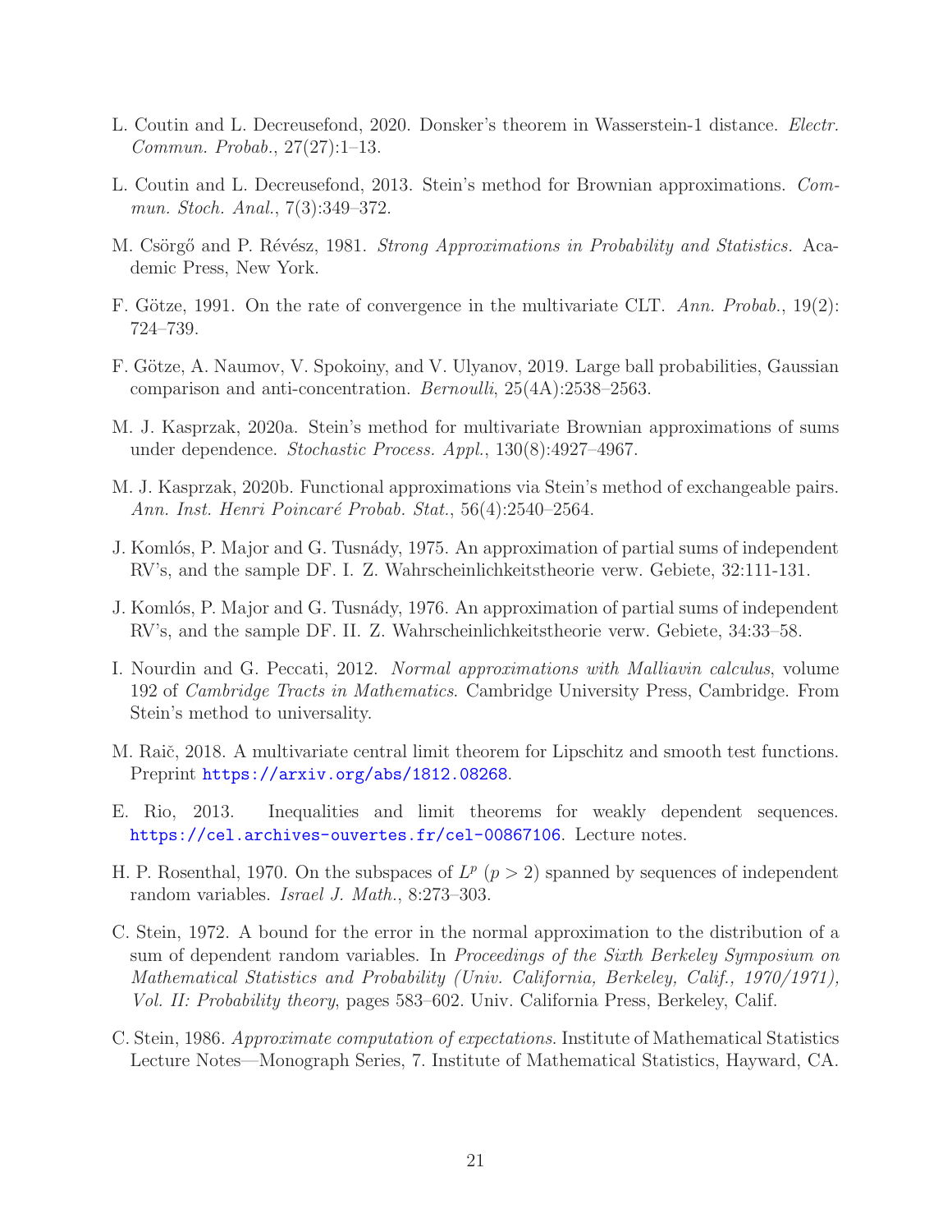L. Coutin and L. Decreusefond, 2020. Donsker's theorem in Wasserstein-1 distance. *Electr. Commun. Probab.*, 27(27):1–13.

L. Coutin and L. Decreusefond, 2013. Stein's method for Brownian approximations. *Commun. Stoch. Anal.*, 7(3):349–372.

M. Csörgő and P. Révész, 1981. *Strong Approximations in Probability and Statistics.* Academic Press, New York.

F. Götze, 1991. On the rate of convergence in the multivariate CLT. *Ann. Probab.*, 19(2): 724–739.

F. Götze, A. Naumov, V. Spokoiny, and V. Ulyanov, 2019. Large ball probabilities, Gaussian comparison and anti-concentration. *Bernoulli*, 25(4A):2538–2563.

M. J. Kasprzak, 2020a. Stein's method for multivariate Brownian approximations of sums under dependence. *Stochastic Process. Appl.*, 130(8):4927–4967.

M. J. Kasprzak, 2020b. Functional approximations via Stein's method of exchangeable pairs. *Ann. Inst. Henri Poincaré Probab. Stat.*, 56(4):2540–2564.

J. Komlós, P. Major and G. Tusnády, 1975. An approximation of partial sums of independent RV's, and the sample DF. I. Z. Wahrscheinlichkeitstheorie verw. Gebiete, 32:111-131.

J. Komlós, P. Major and G. Tusnády, 1976. An approximation of partial sums of independent RV's, and the sample DF. II. Z. Wahrscheinlichkeitstheorie verw. Gebiete, 34:33–58.

I. Nourdin and G. Peccati, 2012. *Normal approximations with Malliavin calculus*, volume 192 of *Cambridge Tracts in Mathematics*. Cambridge University Press, Cambridge. From Stein's method to universality.

M. Raič, 2018. A multivariate central limit theorem for Lipschitz and smooth test functions. Preprint https://arxiv.org/abs/1812.08268.

E. Rio, 2013. Inequalities and limit theorems for weakly dependent sequences. https://cel.archives-ouvertes.fr/cel-00867106. Lecture notes.

H. P. Rosenthal, 1970. On the subspaces of $L^p$ ($p > 2$) spanned by sequences of independent random variables. *Israel J. Math.*, 8:273–303.

C. Stein, 1972. A bound for the error in the normal approximation to the distribution of a sum of dependent random variables. In *Proceedings of the Sixth Berkeley Symposium on Mathematical Statistics and Probability (Univ. California, Berkeley, Calif., 1970/1971), Vol. II: Probability theory*, pages 583–602. Univ. California Press, Berkeley, Calif.

C. Stein, 1986. *Approximate computation of expectations.* Institute of Mathematical Statistics Lecture Notes—Monograph Series, 7. Institute of Mathematical Statistics, Hayward, CA.